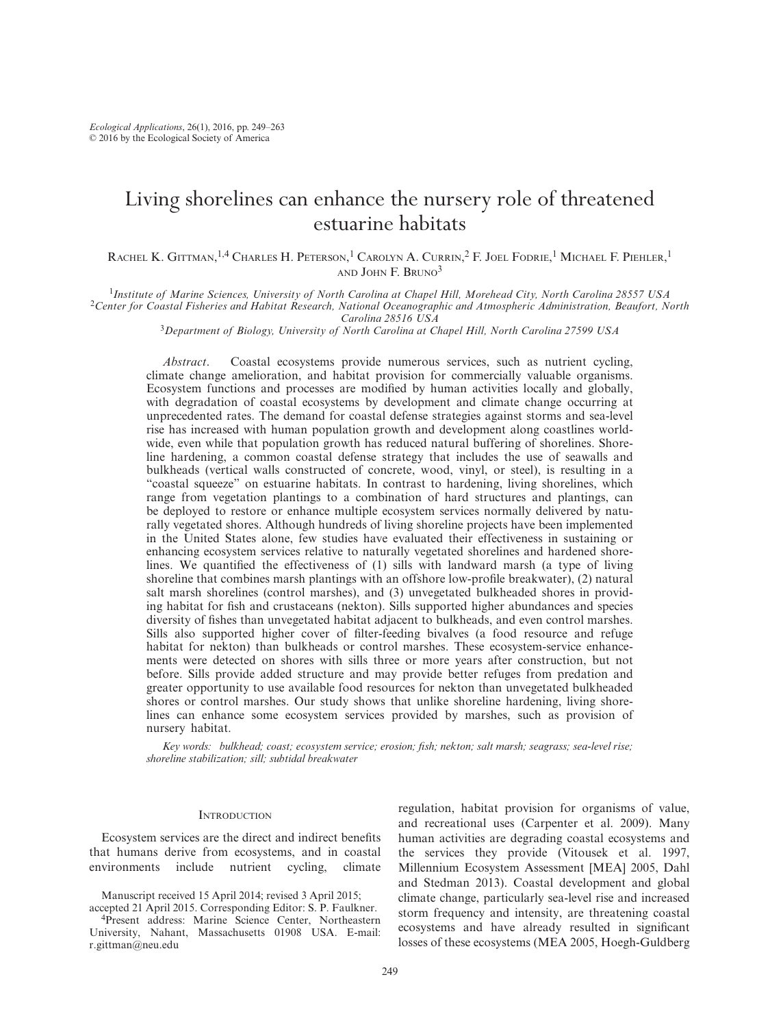# Living shorelines can enhance the nursery role of threatened estuarine habitats

Rachel K. Gittman,[1,4] Charles H. Peterson,[1] Carolyn A. Currin,[2] F. Joel Fodrie,[1] Michael F. Piehler,[1] and John F. Bruno[3]

[1]Institute of Marine Sciences, University of North Carolina at Chapel Hill, Morehead City, North Carolina 28557 USA
[2]Center for Coastal Fisheries and Habitat Research, National Oceanographic and Atmospheric Administration, Beaufort, North Carolina 28516 USA
[3]Department of Biology, University of North Carolina at Chapel Hill, North Carolina 27599 USA

*Abstract*. Coastal ecosystems provide numerous services, such as nutrient cycling, climate change amelioration, and habitat provision for commercially valuable organisms. Ecosystem functions and processes are modified by human activities locally and globally, with degradation of coastal ecosystems by development and climate change occurring at unprecedented rates. The demand for coastal defense strategies against storms and sea-level rise has increased with human population growth and development along coastlines worldwide, even while that population growth has reduced natural buffering of shorelines. Shoreline hardening, a common coastal defense strategy that includes the use of seawalls and bulkheads (vertical walls constructed of concrete, wood, vinyl, or steel), is resulting in a "coastal squeeze" on estuarine habitats. In contrast to hardening, living shorelines, which range from vegetation plantings to a combination of hard structures and plantings, can be deployed to restore or enhance multiple ecosystem services normally delivered by naturally vegetated shores. Although hundreds of living shoreline projects have been implemented in the United States alone, few studies have evaluated their effectiveness in sustaining or enhancing ecosystem services relative to naturally vegetated shorelines and hardened shorelines. We quantified the effectiveness of (1) sills with landward marsh (a type of living shoreline that combines marsh plantings with an offshore low-profile breakwater), (2) natural salt marsh shorelines (control marshes), and (3) unvegetated bulkheaded shores in providing habitat for fish and crustaceans (nekton). Sills supported higher abundances and species diversity of fishes than unvegetated habitat adjacent to bulkheads, and even control marshes. Sills also supported higher cover of filter-feeding bivalves (a food resource and refuge habitat for nekton) than bulkheads or control marshes. These ecosystem-service enhancements were detected on shores with sills three or more years after construction, but not before. Sills provide added structure and may provide better refuges from predation and greater opportunity to use available food resources for nekton than unvegetated bulkheaded shores or control marshes. Our study shows that unlike shoreline hardening, living shorelines can enhance some ecosystem services provided by marshes, such as provision of nursery habitat.

*Key words: bulkhead; coast; ecosystem service; erosion; fish; nekton; salt marsh; seagrass; sea-level rise; shoreline stabilization; sill; subtidal breakwater*

## Introduction

Ecosystem services are the direct and indirect benefits that humans derive from ecosystems, and in coastal environments include nutrient cycling, climate regulation, habitat provision for organisms of value, and recreational uses (Carpenter et al. 2009). Many human activities are degrading coastal ecosystems and the services they provide (Vitousek et al. 1997, Millennium Ecosystem Assessment [MEA] 2005, Dahl and Stedman 2013). Coastal development and global climate change, particularly sea-level rise and increased storm frequency and intensity, are threatening coastal ecosystems and have already resulted in significant losses of these ecosystems (MEA 2005, Hoegh-Guldberg

Manuscript received 15 April 2014; revised 3 April 2015; accepted 21 April 2015. Corresponding Editor: S. P. Faulkner.

[4]Present address: Marine Science Center, Northeastern University, Nahant, Massachusetts 01908 USA. E-mail: r.gittman@neu.edu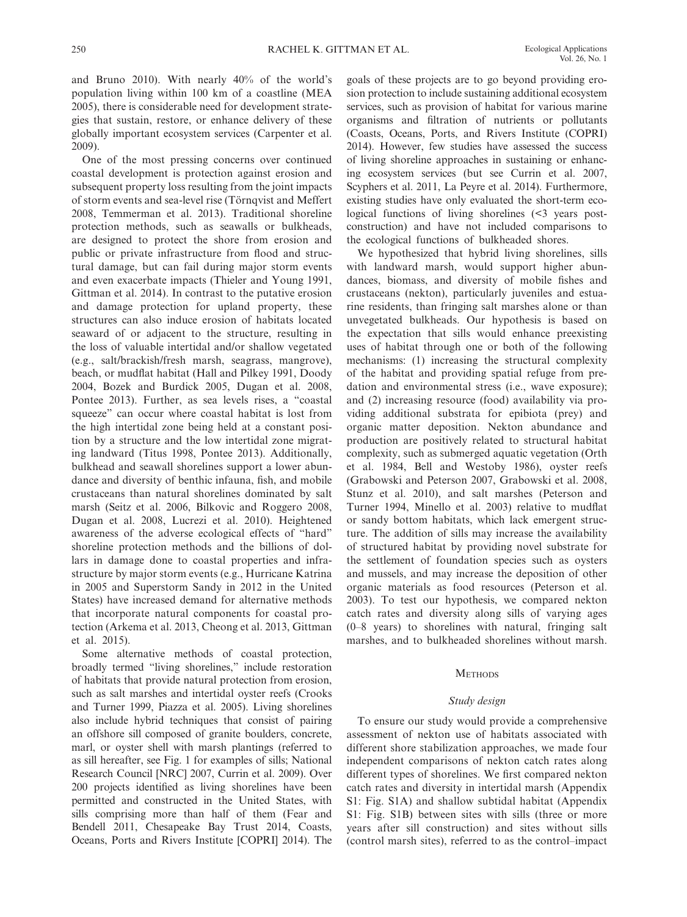and Bruno 2010). With nearly 40% of the world's population living within 100 km of a coastline (MEA 2005), there is considerable need for development strategies that sustain, restore, or enhance delivery of these globally important ecosystem services (Carpenter et al. 2009).

One of the most pressing concerns over continued coastal development is protection against erosion and subsequent property loss resulting from the joint impacts of storm events and sea-level rise (Törnqvist and Meffert 2008, Temmerman et al. 2013). Traditional shoreline protection methods, such as seawalls or bulkheads, are designed to protect the shore from erosion and public or private infrastructure from flood and structural damage, but can fail during major storm events and even exacerbate impacts (Thieler and Young 1991, Gittman et al. 2014). In contrast to the putative erosion and damage protection for upland property, these structures can also induce erosion of habitats located seaward of or adjacent to the structure, resulting in the loss of valuable intertidal and/or shallow vegetated (e.g., salt/brackish/fresh marsh, seagrass, mangrove), beach, or mudflat habitat (Hall and Pilkey 1991, Doody 2004, Bozek and Burdick 2005, Dugan et al. 2008, Pontee 2013). Further, as sea levels rises, a "coastal squeeze" can occur where coastal habitat is lost from the high intertidal zone being held at a constant position by a structure and the low intertidal zone migrating landward (Titus 1998, Pontee 2013). Additionally, bulkhead and seawall shorelines support a lower abundance and diversity of benthic infauna, fish, and mobile crustaceans than natural shorelines dominated by salt marsh (Seitz et al. 2006, Bilkovic and Roggero 2008, Dugan et al. 2008, Lucrezi et al. 2010). Heightened awareness of the adverse ecological effects of "hard" shoreline protection methods and the billions of dollars in damage done to coastal properties and infrastructure by major storm events (e.g., Hurricane Katrina in 2005 and Superstorm Sandy in 2012 in the United States) have increased demand for alternative methods that incorporate natural components for coastal protection (Arkema et al. 2013, Cheong et al. 2013, Gittman et al. 2015).

Some alternative methods of coastal protection, broadly termed "living shorelines," include restoration of habitats that provide natural protection from erosion, such as salt marshes and intertidal oyster reefs (Crooks and Turner 1999, Piazza et al. 2005). Living shorelines also include hybrid techniques that consist of pairing an offshore sill composed of granite boulders, concrete, marl, or oyster shell with marsh plantings (referred to as sill hereafter, see Fig. 1 for examples of sills; National Research Council [NRC] 2007, Currin et al. 2009). Over 200 projects identified as living shorelines have been permitted and constructed in the United States, with sills comprising more than half of them (Fear and Bendell 2011, Chesapeake Bay Trust 2014, Coasts, Oceans, Ports and Rivers Institute [COPRI] 2014). The goals of these projects are to go beyond providing erosion protection to include sustaining additional ecosystem services, such as provision of habitat for various marine organisms and filtration of nutrients or pollutants (Coasts, Oceans, Ports, and Rivers Institute (COPRI) 2014). However, few studies have assessed the success of living shoreline approaches in sustaining or enhancing ecosystem services (but see Currin et al. 2007, Scyphers et al. 2011, La Peyre et al. 2014). Furthermore, existing studies have only evaluated the short-term ecological functions of living shorelines (<3 years post-construction) and have not included comparisons to the ecological functions of bulkheaded shores.

We hypothesized that hybrid living shorelines, sills with landward marsh, would support higher abundances, biomass, and diversity of mobile fishes and crustaceans (nekton), particularly juveniles and estuarine residents, than fringing salt marshes alone or than unvegetated bulkheads. Our hypothesis is based on the expectation that sills would enhance preexisting uses of habitat through one or both of the following mechanisms: (1) increasing the structural complexity of the habitat and providing spatial refuge from predation and environmental stress (i.e., wave exposure); and (2) increasing resource (food) availability via providing additional substrata for epibiota (prey) and organic matter deposition. Nekton abundance and production are positively related to structural habitat complexity, such as submerged aquatic vegetation (Orth et al. 1984, Bell and Westoby 1986), oyster reefs (Grabowski and Peterson 2007, Grabowski et al. 2008, Stunz et al. 2010), and salt marshes (Peterson and Turner 1994, Minello et al. 2003) relative to mudflat or sandy bottom habitats, which lack emergent structure. The addition of sills may increase the availability of structured habitat by providing novel substrate for the settlement of foundation species such as oysters and mussels, and may increase the deposition of other organic materials as food resources (Peterson et al. 2003). To test our hypothesis, we compared nekton catch rates and diversity along sills of varying ages (0–8 years) to shorelines with natural, fringing salt marshes, and to bulkheaded shorelines without marsh.

## Methods

### Study design

To ensure our study would provide a comprehensive assessment of nekton use of habitats associated with different shore stabilization approaches, we made four independent comparisons of nekton catch rates along different types of shorelines. We first compared nekton catch rates and diversity in intertidal marsh (Appendix S1: Fig. S1A) and shallow subtidal habitat (Appendix S1: Fig. S1B) between sites with sills (three or more years after sill construction) and sites without sills (control marsh sites), referred to as the control–impact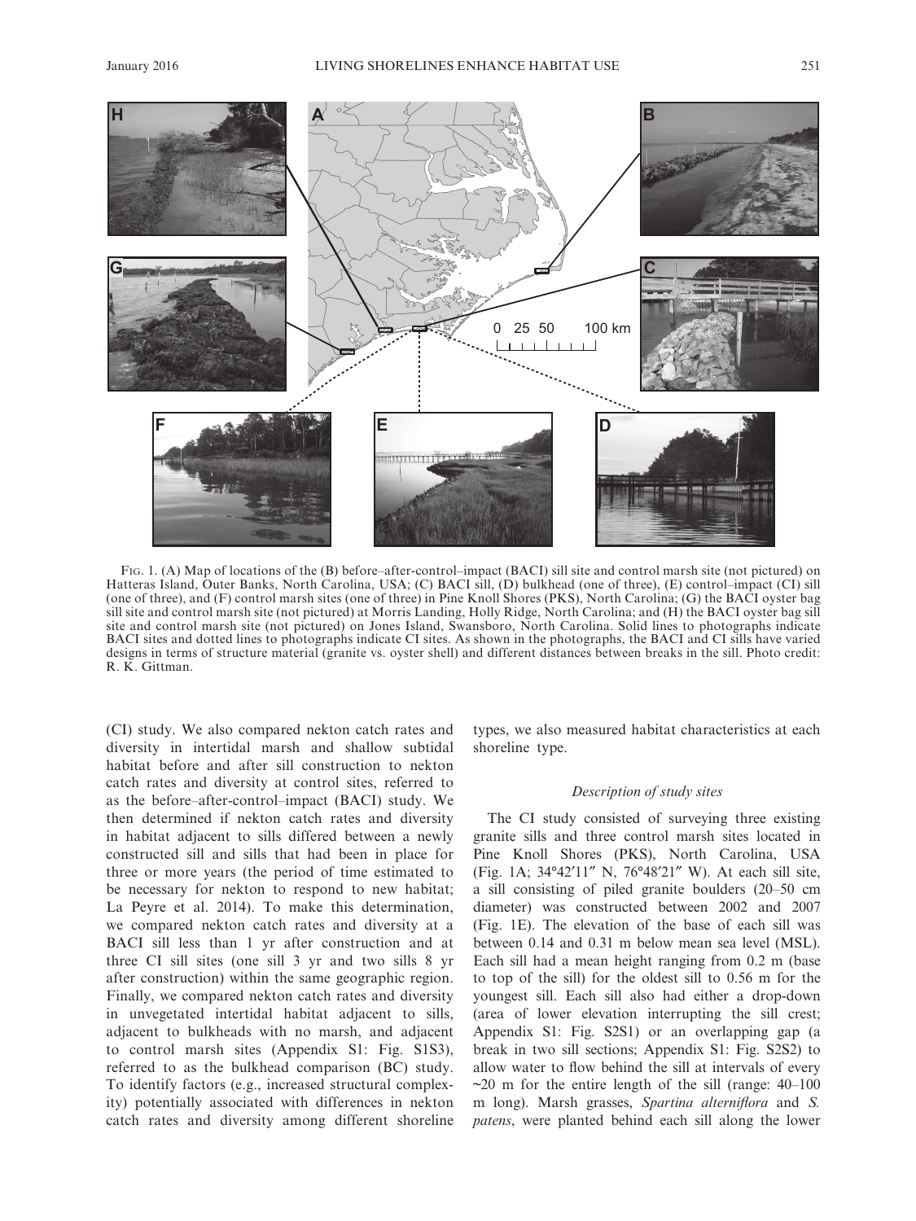FIG. 1. (A) Map of locations of the (B) before–after-control–impact (BACI) sill site and control marsh site (not pictured) on Hatteras Island, Outer Banks, North Carolina, USA; (C) BACI sill, (D) bulkhead (one of three), (E) control–impact (CI) sill (one of three), and (F) control marsh sites (one of three) in Pine Knoll Shores (PKS), North Carolina; (G) the BACI oyster bag sill site and control marsh site (not pictured) at Morris Landing, Holly Ridge, North Carolina; and (H) the BACI oyster bag sill site and control marsh site (not pictured) on Jones Island, Swansboro, North Carolina. Solid lines to photographs indicate BACI sites and dotted lines to photographs indicate CI sites. As shown in the photographs, the BACI and CI sills have varied designs in terms of structure material (granite vs. oyster shell) and different distances between breaks in the sill. Photo credit: R. K. Gittman.

(CI) study. We also compared nekton catch rates and diversity in intertidal marsh and shallow subtidal habitat before and after sill construction to nekton catch rates and diversity at control sites, referred to as the before–after-control–impact (BACI) study. We then determined if nekton catch rates and diversity in habitat adjacent to sills differed between a newly constructed sill and sills that had been in place for three or more years (the period of time estimated to be necessary for nekton to respond to new habitat; La Peyre et al. 2014). To make this determination, we compared nekton catch rates and diversity at a BACI sill less than 1 yr after construction and at three CI sill sites (one sill 3 yr and two sills 8 yr after construction) within the same geographic region. Finally, we compared nekton catch rates and diversity in unvegetated intertidal habitat adjacent to sills, adjacent to bulkheads with no marsh, and adjacent to control marsh sites (Appendix S1: Fig. S1S3), referred to as the bulkhead comparison (BC) study. To identify factors (e.g., increased structural complexity) potentially associated with differences in nekton catch rates and diversity among different shoreline types, we also measured habitat characteristics at each shoreline type.

### *Description of study sites*

The CI study consisted of surveying three existing granite sills and three control marsh sites located in Pine Knoll Shores (PKS), North Carolina, USA (Fig. 1A; 34°42′11″ N, 76°48′21″ W). At each sill site, a sill consisting of piled granite boulders (20–50 cm diameter) was constructed between 2002 and 2007 (Fig. 1E). The elevation of the base of each sill was between 0.14 and 0.31 m below mean sea level (MSL). Each sill had a mean height ranging from 0.2 m (base to top of the sill) for the oldest sill to 0.56 m for the youngest sill. Each sill also had either a drop-down (area of lower elevation interrupting the sill crest; Appendix S1: Fig. S2S1) or an overlapping gap (a break in two sill sections; Appendix S1: Fig. S2S2) to allow water to flow behind the sill at intervals of every ~20 m for the entire length of the sill (range: 40–100 m long). Marsh grasses, *Spartina alterniflora* and *S. patens*, were planted behind each sill along the lower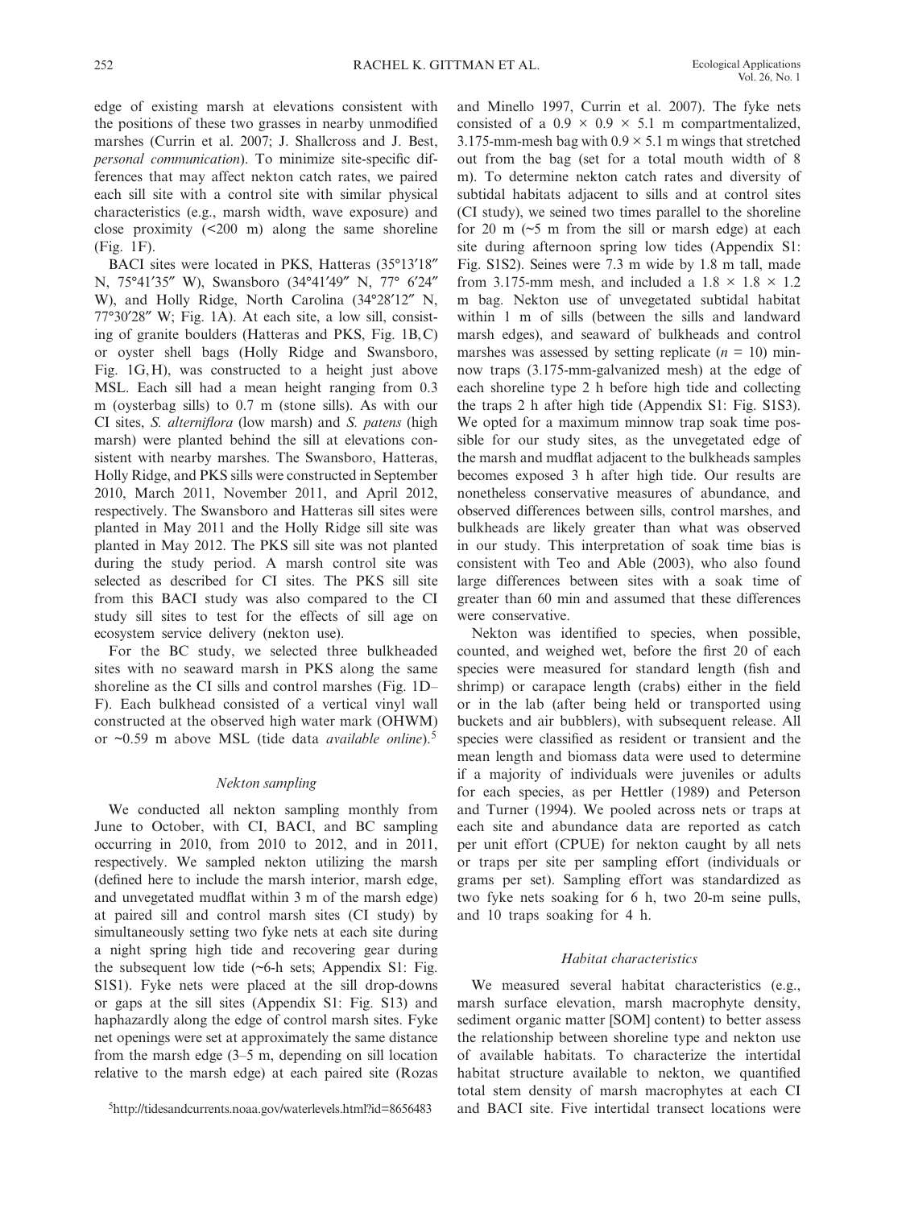edge of existing marsh at elevations consistent with the positions of these two grasses in nearby unmodified marshes (Currin et al. 2007; J. Shallcross and J. Best, *personal communication*). To minimize site-specific differences that may affect nekton catch rates, we paired each sill site with a control site with similar physical characteristics (e.g., marsh width, wave exposure) and close proximity (<200 m) along the same shoreline (Fig. 1F).

BACI sites were located in PKS, Hatteras (35°13′18″ N, 75°41′35″ W), Swansboro (34°41′49″ N, 77° 6′24″ W), and Holly Ridge, North Carolina (34°28′12″ N, 77°30′28″ W; Fig. 1A). At each site, a low sill, consisting of granite boulders (Hatteras and PKS, Fig. 1B,C) or oyster shell bags (Holly Ridge and Swansboro, Fig. 1G,H), was constructed to a height just above MSL. Each sill had a mean height ranging from 0.3 m (oysterbag sills) to 0.7 m (stone sills). As with our CI sites, *S. alterniflora* (low marsh) and *S. patens* (high marsh) were planted behind the sill at elevations consistent with nearby marshes. The Swansboro, Hatteras, Holly Ridge, and PKS sills were constructed in September 2010, March 2011, November 2011, and April 2012, respectively. The Swansboro and Hatteras sill sites were planted in May 2011 and the Holly Ridge sill site was planted in May 2012. The PKS sill site was not planted during the study period. A marsh control site was selected as described for CI sites. The PKS sill site from this BACI study was also compared to the CI study sill sites to test for the effects of sill age on ecosystem service delivery (nekton use).

For the BC study, we selected three bulkheaded sites with no seaward marsh in PKS along the same shoreline as the CI sills and control marshes (Fig. 1D–F). Each bulkhead consisted of a vertical vinyl wall constructed at the observed high water mark (OHWM) or ~0.59 m above MSL (tide data *available online*).[5]

### *Nekton sampling*

We conducted all nekton sampling monthly from June to October, with CI, BACI, and BC sampling occurring in 2010, from 2010 to 2012, and in 2011, respectively. We sampled nekton utilizing the marsh (defined here to include the marsh interior, marsh edge, and unvegetated mudflat within 3 m of the marsh edge) at paired sill and control marsh sites (CI study) by simultaneously setting two fyke nets at each site during a night spring high tide and recovering gear during the subsequent low tide (~6-h sets; Appendix S1: Fig. S1S1). Fyke nets were placed at the sill drop-downs or gaps at the sill sites (Appendix S1: Fig. S13) and haphazardly along the edge of control marsh sites. Fyke net openings were set at approximately the same distance from the marsh edge (3–5 m, depending on sill location relative to the marsh edge) at each paired site (Rozas and Minello 1997, Currin et al. 2007). The fyke nets consisted of a 0.9 × 0.9 × 5.1 m compartmentalized, 3.175-mm-mesh bag with 0.9 × 5.1 m wings that stretched out from the bag (set for a total mouth width of 8 m). To determine nekton catch rates and diversity of subtidal habitats adjacent to sills and at control sites (CI study), we seined two times parallel to the shoreline for 20 m (~5 m from the sill or marsh edge) at each site during afternoon spring low tides (Appendix S1: Fig. S1S2). Seines were 7.3 m wide by 1.8 m tall, made from 3.175-mm mesh, and included a 1.8 × 1.8 × 1.2 m bag. Nekton use of unvegetated subtidal habitat within 1 m of sills (between the sills and landward marsh edges), and seaward of bulkheads and control marshes was assessed by setting replicate ($n = 10$) minnow traps (3.175-mm-galvanized mesh) at the edge of each shoreline type 2 h before high tide and collecting the traps 2 h after high tide (Appendix S1: Fig. S1S3). We opted for a maximum minnow trap soak time possible for our study sites, as the unvegetated edge of the marsh and mudflat adjacent to the bulkheads samples becomes exposed 3 h after high tide. Our results are nonetheless conservative measures of abundance, and observed differences between sills, control marshes, and bulkheads are likely greater than what was observed in our study. This interpretation of soak time bias is consistent with Teo and Able (2003), who also found large differences between sites with a soak time of greater than 60 min and assumed that these differences were conservative.

Nekton was identified to species, when possible, counted, and weighed wet, before the first 20 of each species were measured for standard length (fish and shrimp) or carapace length (crabs) either in the field or in the lab (after being held or transported using buckets and air bubblers, with subsequent release. All species were classified as resident or transient and the mean length and biomass data were used to determine if a majority of individuals were juveniles or adults for each species, as per Hettler (1989) and Peterson and Turner (1994). We pooled across nets or traps at each site and abundance data are reported as catch per unit effort (CPUE) for nekton caught by all nets or traps per site per sampling effort (individuals or grams per set). Sampling effort was standardized as two fyke nets soaking for 6 h, two 20-m seine pulls, and 10 traps soaking for 4 h.

### *Habitat characteristics*

We measured several habitat characteristics (e.g., marsh surface elevation, marsh macrophyte density, sediment organic matter [SOM] content) to better assess the relationship between shoreline type and nekton use of available habitats. To characterize the intertidal habitat structure available to nekton, we quantified total stem density of marsh macrophytes at each CI and BACI site. Five intertidal transect locations were

[5]http://tidesandcurrents.noaa.gov/waterlevels.html?id=8656483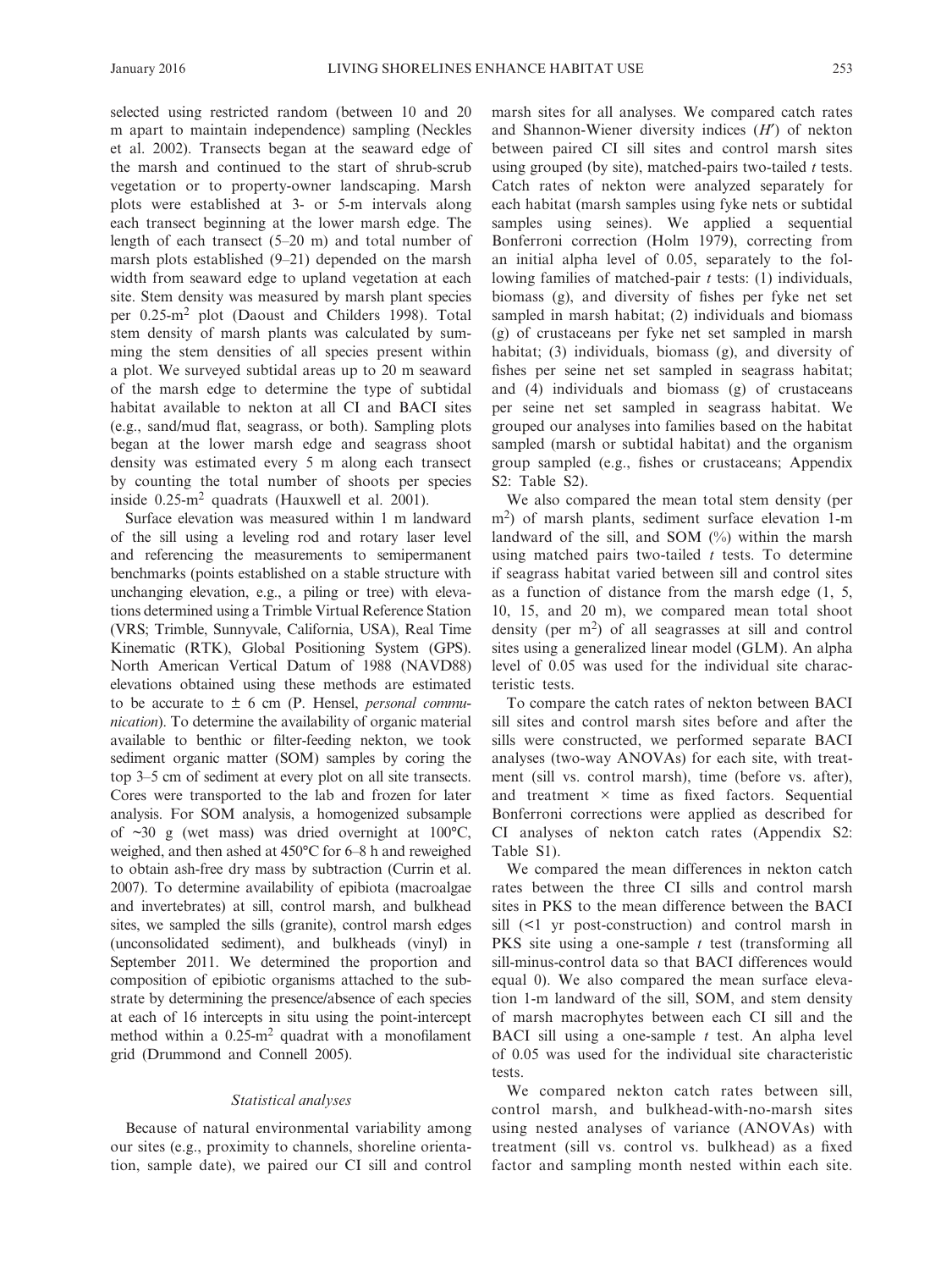selected using restricted random (between 10 and 20 m apart to maintain independence) sampling (Neckles et al. 2002). Transects began at the seaward edge of the marsh and continued to the start of shrub-scrub vegetation or to property-owner landscaping. Marsh plots were established at 3- or 5-m intervals along each transect beginning at the lower marsh edge. The length of each transect (5–20 m) and total number of marsh plots established (9–21) depended on the marsh width from seaward edge to upland vegetation at each site. Stem density was measured by marsh plant species per 0.25-$m^2$ plot (Daoust and Childers 1998). Total stem density of marsh plants was calculated by summing the stem densities of all species present within a plot. We surveyed subtidal areas up to 20 m seaward of the marsh edge to determine the type of subtidal habitat available to nekton at all CI and BACI sites (e.g., sand/mud flat, seagrass, or both). Sampling plots began at the lower marsh edge and seagrass shoot density was estimated every 5 m along each transect by counting the total number of shoots per species inside 0.25-$m^2$ quadrats (Hauxwell et al. 2001).

Surface elevation was measured within 1 m landward of the sill using a leveling rod and rotary laser level and referencing the measurements to semipermanent benchmarks (points established on a stable structure with unchanging elevation, e.g., a piling or tree) with elevations determined using a Trimble Virtual Reference Station (VRS; Trimble, Sunnyvale, California, USA), Real Time Kinematic (RTK), Global Positioning System (GPS). North American Vertical Datum of 1988 (NAVD88) elevations obtained using these methods are estimated to be accurate to ± 6 cm (P. Hensel, *personal communication*). To determine the availability of organic material available to benthic or filter-feeding nekton, we took sediment organic matter (SOM) samples by coring the top 3–5 cm of sediment at every plot on all site transects. Cores were transported to the lab and frozen for later analysis. For SOM analysis, a homogenized subsample of ~30 g (wet mass) was dried overnight at 100°C, weighed, and then ashed at 450°C for 6–8 h and reweighed to obtain ash-free dry mass by subtraction (Currin et al. 2007). To determine availability of epibiota (macroalgae and invertebrates) at sill, control marsh, and bulkhead sites, we sampled the sills (granite), control marsh edges (unconsolidated sediment), and bulkheads (vinyl) in September 2011. We determined the proportion and composition of epibiotic organisms attached to the substrate by determining the presence/absence of each species at each of 16 intercepts in situ using the point-intercept method within a 0.25-$m^2$ quadrat with a monofilament grid (Drummond and Connell 2005).

### *Statistical analyses*

Because of natural environmental variability among our sites (e.g., proximity to channels, shoreline orientation, sample date), we paired our CI sill and control marsh sites for all analyses. We compared catch rates and Shannon-Wiener diversity indices ($H'$) of nekton between paired CI sill sites and control marsh sites using grouped (by site), matched-pairs two-tailed $t$ tests. Catch rates of nekton were analyzed separately for each habitat (marsh samples using fyke nets or subtidal samples using seines). We applied a sequential Bonferroni correction (Holm 1979), correcting from an initial alpha level of 0.05, separately to the following families of matched-pair $t$ tests: (1) individuals, biomass (g), and diversity of fishes per fyke net set sampled in marsh habitat; (2) individuals and biomass (g) of crustaceans per fyke net set sampled in marsh habitat; (3) individuals, biomass (g), and diversity of fishes per seine net set sampled in seagrass habitat; and (4) individuals and biomass (g) of crustaceans per seine net set sampled in seagrass habitat. We grouped our analyses into families based on the habitat sampled (marsh or subtidal habitat) and the organism group sampled (e.g., fishes or crustaceans; Appendix S2: Table S2).

We also compared the mean total stem density (per $m^2$) of marsh plants, sediment surface elevation 1-m landward of the sill, and SOM (%) within the marsh using matched pairs two-tailed $t$ tests. To determine if seagrass habitat varied between sill and control sites as a function of distance from the marsh edge (1, 5, 10, 15, and 20 m), we compared mean total shoot density (per $m^2$) of all seagrasses at sill and control sites using a generalized linear model (GLM). An alpha level of 0.05 was used for the individual site characteristic tests.

To compare the catch rates of nekton between BACI sill sites and control marsh sites before and after the sills were constructed, we performed separate BACI analyses (two-way ANOVAs) for each site, with treatment (sill vs. control marsh), time (before vs. after), and treatment × time as fixed factors. Sequential Bonferroni corrections were applied as described for CI analyses of nekton catch rates (Appendix S2: Table S1).

We compared the mean differences in nekton catch rates between the three CI sills and control marsh sites in PKS to the mean difference between the BACI sill (<1 yr post-construction) and control marsh in PKS site using a one-sample $t$ test (transforming all sill-minus-control data so that BACI differences would equal 0). We also compared the mean surface elevation 1-m landward of the sill, SOM, and stem density of marsh macrophytes between each CI sill and the BACI sill using a one-sample $t$ test. An alpha level of 0.05 was used for the individual site characteristic tests.

We compared nekton catch rates between sill, control marsh, and bulkhead-with-no-marsh sites using nested analyses of variance (ANOVAs) with treatment (sill vs. control vs. bulkhead) as a fixed factor and sampling month nested within each site.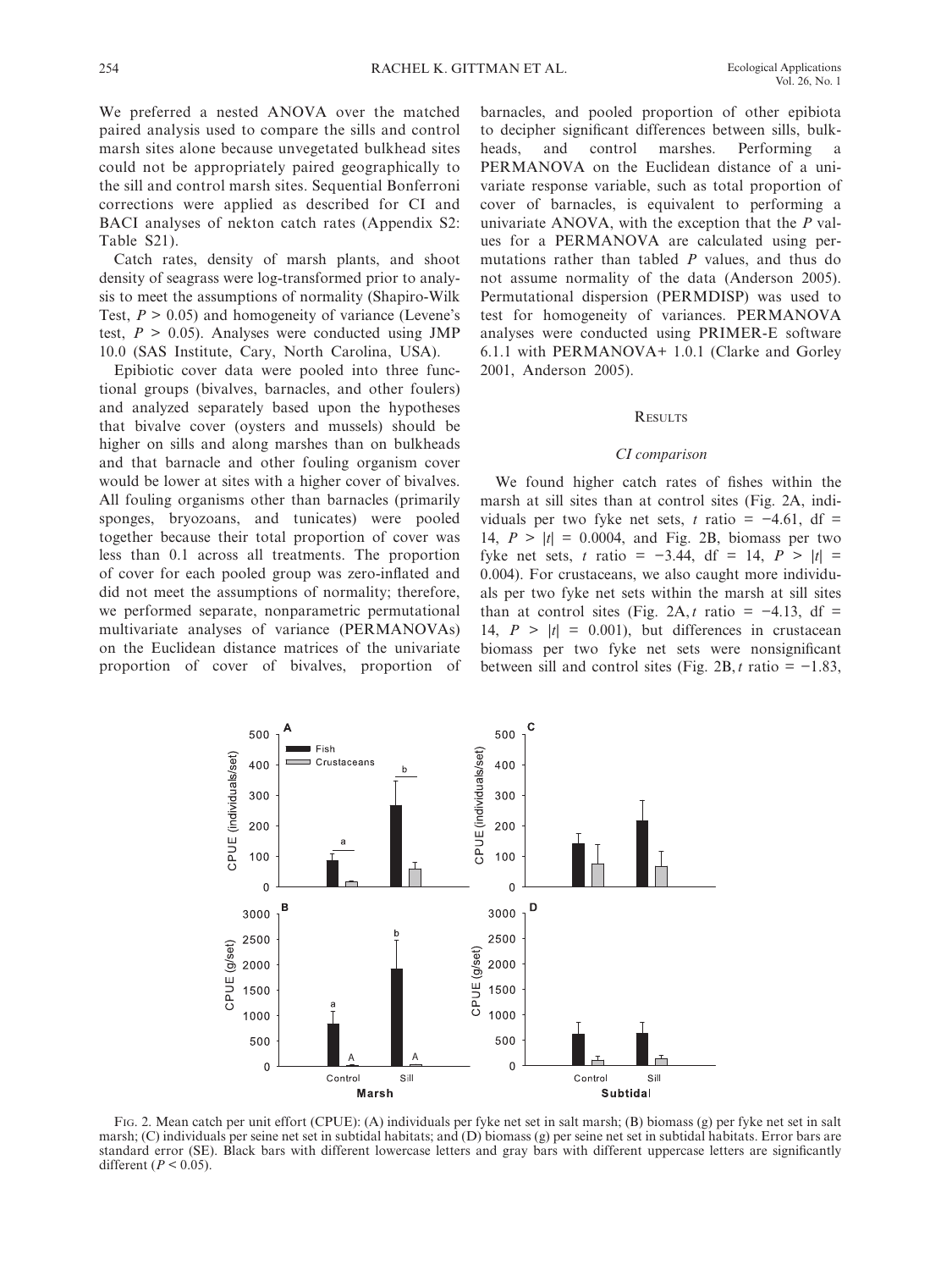We preferred a nested ANOVA over the matched paired analysis used to compare the sills and control marsh sites alone because unvegetated bulkhead sites could not be appropriately paired geographically to the sill and control marsh sites. Sequential Bonferroni corrections were applied as described for CI and BACI analyses of nekton catch rates (Appendix S2: Table S21).

Catch rates, density of marsh plants, and shoot density of seagrass were log-transformed prior to analysis to meet the assumptions of normality (Shapiro-Wilk Test, $P > 0.05$) and homogeneity of variance (Levene's test, $P > 0.05$). Analyses were conducted using JMP 10.0 (SAS Institute, Cary, North Carolina, USA).

Epibiotic cover data were pooled into three functional groups (bivalves, barnacles, and other foulers) and analyzed separately based upon the hypotheses that bivalve cover (oysters and mussels) should be higher on sills and along marshes than on bulkheads and that barnacle and other fouling organism cover would be lower at sites with a higher cover of bivalves. All fouling organisms other than barnacles (primarily sponges, bryozoans, and tunicates) were pooled together because their total proportion of cover was less than 0.1 across all treatments. The proportion of cover for each pooled group was zero-inflated and did not meet the assumptions of normality; therefore, we performed separate, nonparametric permutational multivariate analyses of variance (PERMANOVAs) on the Euclidean distance matrices of the univariate proportion of cover of bivalves, proportion of barnacles, and pooled proportion of other epibiota to decipher significant differences between sills, bulkheads, and control marshes. Performing a PERMANOVA on the Euclidean distance of a univariate response variable, such as total proportion of cover of barnacles, is equivalent to performing a univariate ANOVA, with the exception that the *P* values for a PERMANOVA are calculated using permutations rather than tabled *P* values, and thus do not assume normality of the data (Anderson 2005). Permutational dispersion (PERMDISP) was used to test for homogeneity of variances. PERMANOVA analyses were conducted using PRIMER-E software 6.1.1 with PERMANOVA+ 1.0.1 (Clarke and Gorley 2001, Anderson 2005).

## Results

### CI comparison

We found higher catch rates of fishes within the marsh at sill sites than at control sites (Fig. 2A, individuals per two fyke net sets, $t$ ratio $= -4.61$, df $= 14$, $P > |t| = 0.0004$, and Fig. 2B, biomass per two fyke net sets, $t$ ratio $= -3.44$, df $= 14$, $P > |t| = 0.004$). For crustaceans, we also caught more individuals per two fyke net sets within the marsh at sill sites than at control sites (Fig. 2A, $t$ ratio $= -4.13$, df $= 14$, $P > |t| = 0.001$), but differences in crustacean biomass per two fyke net sets were nonsignificant between sill and control sites (Fig. 2B, $t$ ratio $= -1.83$,

Fig. 2. Mean catch per unit effort (CPUE): (A) individuals per fyke net set in salt marsh; (B) biomass (g) per fyke net set in salt marsh; (C) individuals per seine net set in subtidal habitats; and (D) biomass (g) per seine net set in subtidal habitats. Error bars are standard error (SE). Black bars with different lowercase letters and gray bars with different uppercase letters are significantly different ($P < 0.05$).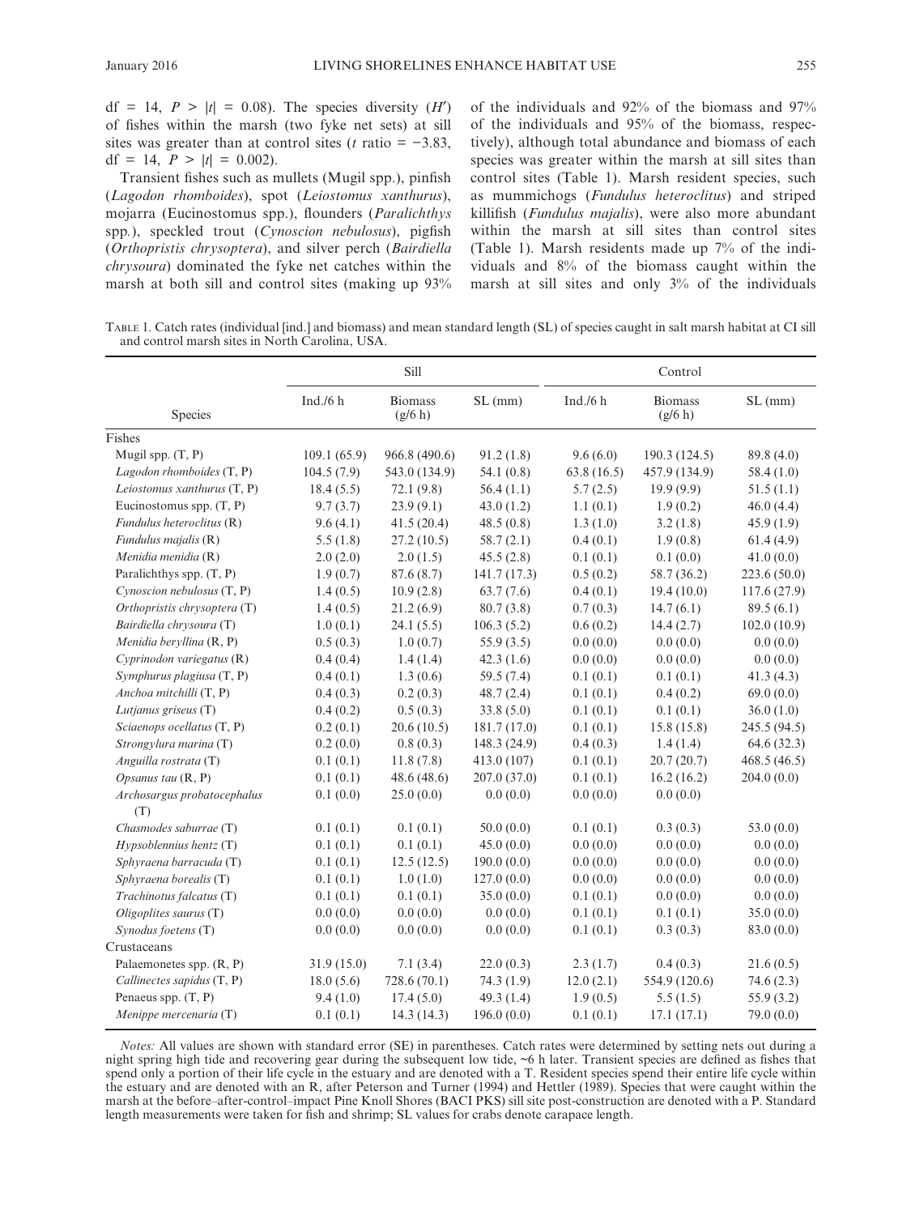df = 14, $P > |t| = 0.08$). The species diversity ($H'$) of fishes within the marsh (two fyke net sets) at sill sites was greater than at control sites ($t$ ratio = −3.83, df = 14, $P > |t| = 0.002$).

Transient fishes such as mullets (Mugil spp.), pinfish (*Lagodon rhomboides*), spot (*Leiostomus xanthurus*), mojarra (Eucinostomus spp.), flounders (*Paralichthys* spp.), speckled trout (*Cynoscion nebulosus*), pigfish (*Orthopristis chrysoptera*), and silver perch (*Bairdiella chrysoura*) dominated the fyke net catches within the marsh at both sill and control sites (making up 93% of the individuals and 92% of the biomass and 97% of the individuals and 95% of the biomass, respectively), although total abundance and biomass of each species was greater within the marsh at sill sites than control sites (Table 1). Marsh resident species, such as mummichogs (*Fundulus heteroclitus*) and striped killifish (*Fundulus majalis*), were also more abundant within the marsh at sill sites than control sites (Table 1). Marsh residents made up 7% of the individuals and 8% of the biomass caught within the marsh at sill sites and only 3% of the individuals

Table 1. Catch rates (individual [ind.] and biomass) and mean standard length (SL) of species caught in salt marsh habitat at CI sill and control marsh sites in North Carolina, USA.

| | Sill | | | Control | | |
|---|---|---|---|---|---|---|
| Species | Ind./6 h | Biomass (g/6 h) | SL (mm) | Ind./6 h | Biomass (g/6 h) | SL (mm) |
| Fishes | | | | | | |
| Mugil spp. (T, P) | 109.1 (65.9) | 966.8 (490.6) | 91.2 (1.8) | 9.6 (6.0) | 190.3 (124.5) | 89.8 (4.0) |
| *Lagodon rhomboides* (T, P) | 104.5 (7.9) | 543.0 (134.9) | 54.1 (0.8) | 63.8 (16.5) | 457.9 (134.9) | 58.4 (1.0) |
| *Leiostomus xanthurus* (T, P) | 18.4 (5.5) | 72.1 (9.8) | 56.4 (1.1) | 5.7 (2.5) | 19.9 (9.9) | 51.5 (1.1) |
| Eucinostomus spp. (T, P) | 9.7 (3.7) | 23.9 (9.1) | 43.0 (1.2) | 1.1 (0.1) | 1.9 (0.2) | 46.0 (4.4) |
| *Fundulus heteroclitus* (R) | 9.6 (4.1) | 41.5 (20.4) | 48.5 (0.8) | 1.3 (1.0) | 3.2 (1.8) | 45.9 (1.9) |
| *Fundulus majalis* (R) | 5.5 (1.8) | 27.2 (10.5) | 58.7 (2.1) | 0.4 (0.1) | 1.9 (0.8) | 61.4 (4.9) |
| *Menidia menidia* (R) | 2.0 (2.0) | 2.0 (1.5) | 45.5 (2.8) | 0.1 (0.1) | 0.1 (0.0) | 41.0 (0.0) |
| Paralichthys spp. (T, P) | 1.9 (0.7) | 87.6 (8.7) | 141.7 (17.3) | 0.5 (0.2) | 58.7 (36.2) | 223.6 (50.0) |
| *Cynoscion nebulosus* (T, P) | 1.4 (0.5) | 10.9 (2.8) | 63.7 (7.6) | 0.4 (0.1) | 19.4 (10.0) | 117.6 (27.9) |
| *Orthopristis chrysoptera* (T) | 1.4 (0.5) | 21.2 (6.9) | 80.7 (3.8) | 0.7 (0.3) | 14.7 (6.1) | 89.5 (6.1) |
| *Bairdiella chrysoura* (T) | 1.0 (0.1) | 24.1 (5.5) | 106.3 (5.2) | 0.6 (0.2) | 14.4 (2.7) | 102.0 (10.9) |
| *Menidia beryllina* (R, P) | 0.5 (0.3) | 1.0 (0.7) | 55.9 (3.5) | 0.0 (0.0) | 0.0 (0.0) | 0.0 (0.0) |
| *Cyprinodon variegatus* (R) | 0.4 (0.4) | 1.4 (1.4) | 42.3 (1.6) | 0.0 (0.0) | 0.0 (0.0) | 0.0 (0.0) |
| *Symphurus plagiusa* (T, P) | 0.4 (0.1) | 1.3 (0.6) | 59.5 (7.4) | 0.1 (0.1) | 0.1 (0.1) | 41.3 (4.3) |
| *Anchoa mitchilli* (T, P) | 0.4 (0.3) | 0.2 (0.3) | 48.7 (2.4) | 0.1 (0.1) | 0.4 (0.2) | 69.0 (0.0) |
| *Lutjanus griseus* (T) | 0.4 (0.2) | 0.5 (0.3) | 33.8 (5.0) | 0.1 (0.1) | 0.1 (0.1) | 36.0 (1.0) |
| *Sciaenops ocellatus* (T, P) | 0.2 (0.1) | 20.6 (10.5) | 181.7 (17.0) | 0.1 (0.1) | 15.8 (15.8) | 245.5 (94.5) |
| *Strongylura marina* (T) | 0.2 (0.0) | 0.8 (0.3) | 148.3 (24.9) | 0.4 (0.3) | 1.4 (1.4) | 64.6 (32.3) |
| *Anguilla rostrata* (T) | 0.1 (0.1) | 11.8 (7.8) | 413.0 (107) | 0.1 (0.1) | 20.7 (20.7) | 468.5 (46.5) |
| *Opsanus tau* (R, P) | 0.1 (0.1) | 48.6 (48.6) | 207.0 (37.0) | 0.1 (0.1) | 16.2 (16.2) | 204.0 (0.0) |
| *Archosargus probatocephalus* (T) | 0.1 (0.0) | 25.0 (0.0) | 0.0 (0.0) | 0.0 (0.0) | 0.0 (0.0) | |
| *Chasmodes saburrae* (T) | 0.1 (0.1) | 0.1 (0.1) | 50.0 (0.0) | 0.1 (0.1) | 0.3 (0.3) | 53.0 (0.0) |
| *Hypsoblennius hentz* (T) | 0.1 (0.1) | 0.1 (0.1) | 45.0 (0.0) | 0.0 (0.0) | 0.0 (0.0) | 0.0 (0.0) |
| *Sphyraena barracuda* (T) | 0.1 (0.1) | 12.5 (12.5) | 190.0 (0.0) | 0.0 (0.0) | 0.0 (0.0) | 0.0 (0.0) |
| *Sphyraena borealis* (T) | 0.1 (0.1) | 1.0 (1.0) | 127.0 (0.0) | 0.0 (0.0) | 0.0 (0.0) | 0.0 (0.0) |
| *Trachinotus falcatus* (T) | 0.1 (0.1) | 0.1 (0.1) | 35.0 (0.0) | 0.1 (0.1) | 0.0 (0.0) | 0.0 (0.0) |
| *Oligoplites saurus* (T) | 0.0 (0.0) | 0.0 (0.0) | 0.0 (0.0) | 0.1 (0.1) | 0.1 (0.1) | 35.0 (0.0) |
| *Synodus foetens* (T) | 0.0 (0.0) | 0.0 (0.0) | 0.0 (0.0) | 0.1 (0.1) | 0.3 (0.3) | 83.0 (0.0) |
| Crustaceans | | | | | | |
| Palaemonetes spp. (R, P) | 31.9 (15.0) | 7.1 (3.4) | 22.0 (0.3) | 2.3 (1.7) | 0.4 (0.3) | 21.6 (0.5) |
| *Callinectes sapidus* (T, P) | 18.0 (5.6) | 728.6 (70.1) | 74.3 (1.9) | 12.0 (2.1) | 554.9 (120.6) | 74.6 (2.3) |
| Penaeus spp. (T, P) | 9.4 (1.0) | 17.4 (5.0) | 49.3 (1.4) | 1.9 (0.5) | 5.5 (1.5) | 55.9 (3.2) |
| *Menippe mercenaria* (T) | 0.1 (0.1) | 14.3 (14.3) | 196.0 (0.0) | 0.1 (0.1) | 17.1 (17.1) | 79.0 (0.0) |

*Notes:* All values are shown with standard error (SE) in parentheses. Catch rates were determined by setting nets out during a night spring high tide and recovering gear during the subsequent low tide, ~6 h later. Transient species are defined as fishes that spend only a portion of their life cycle in the estuary and are denoted with a T. Resident species spend their entire life cycle within the estuary and are denoted with an R, after Peterson and Turner (1994) and Hettler (1989). Species that were caught within the marsh at the before–after-control–impact Pine Knoll Shores (BACI PKS) sill site post-construction are denoted with a P. Standard length measurements were taken for fish and shrimp; SL values for crabs denote carapace length.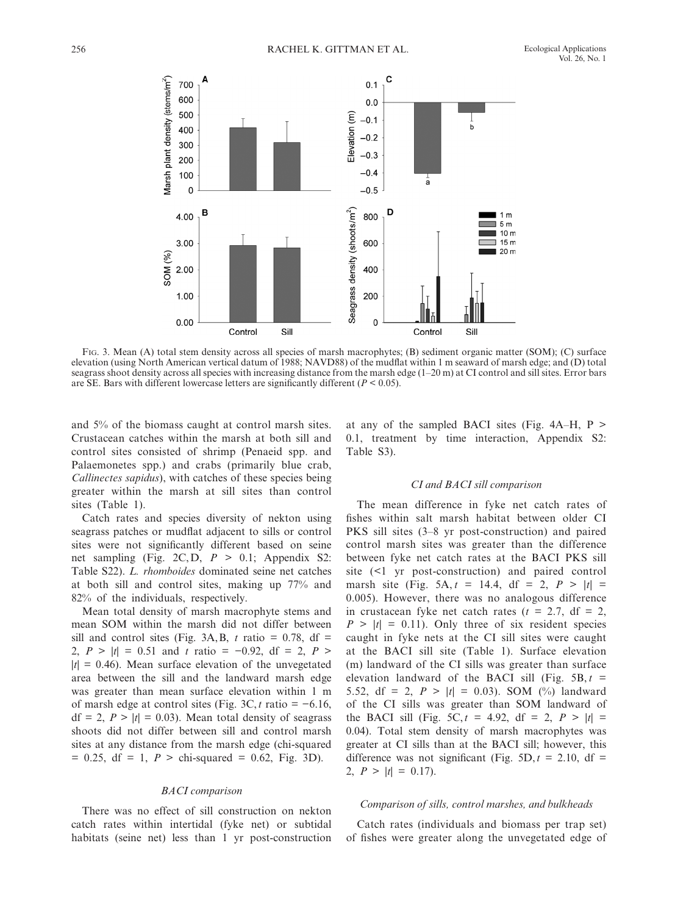Fig. 3. Mean (A) total stem density across all species of marsh macrophytes; (B) sediment organic matter (SOM); (C) surface elevation (using North American vertical datum of 1988; NAVD88) of the mudflat within 1 m seaward of marsh edge; and (D) total seagrass shoot density across all species with increasing distance from the marsh edge (1–20 m) at CI control and sill sites. Error bars are SE. Bars with different lowercase letters are significantly different ($P < 0.05$).

and 5% of the biomass caught at control marsh sites. Crustacean catches within the marsh at both sill and control sites consisted of shrimp (Penaeid spp. and Palaemonetes spp.) and crabs (primarily blue crab, *Callinectes sapidus*), with catches of these species being greater within the marsh at sill sites than control sites (Table 1).

Catch rates and species diversity of nekton using seagrass patches or mudflat adjacent to sills or control sites were not significantly different based on seine net sampling (Fig. 2C, D, $P > 0.1$; Appendix S2: Table S22). *L. rhomboides* dominated seine net catches at both sill and control sites, making up 77% and 82% of the individuals, respectively.

Mean total density of marsh macrophyte stems and mean SOM within the marsh did not differ between sill and control sites (Fig. 3A, B, $t$ ratio = 0.78, df = 2, $P > |t| = 0.51$ and $t$ ratio = −0.92, df = 2, $P > |t| = 0.46$). Mean surface elevation of the unvegetated area between the sill and the landward marsh edge was greater than mean surface elevation within 1 m of marsh edge at control sites (Fig. 3C, $t$ ratio = −6.16, df = 2, $P > |t| = 0.03$). Mean total density of seagrass shoots did not differ between sill and control marsh sites at any distance from the marsh edge (chi-squared = 0.25, df = 1, $P >$ chi-squared = 0.62, Fig. 3D).

### *BACI comparison*

There was no effect of sill construction on nekton catch rates within intertidal (fyke net) or subtidal habitats (seine net) less than 1 yr post-construction at any of the sampled BACI sites (Fig. 4A–H, $P > 0.1$, treatment by time interaction, Appendix S2: Table S3).

### *CI and BACI sill comparison*

The mean difference in fyke net catch rates of fishes within salt marsh habitat between older CI PKS sill sites (3–8 yr post-construction) and paired control marsh sites was greater than the difference between fyke net catch rates at the BACI PKS sill site (<1 yr post-construction) and paired control marsh site (Fig. 5A, $t$ = 14.4, df = 2, $P > |t| = 0.005$). However, there was no analogous difference in crustacean fyke net catch rates ($t$ = 2.7, df = 2, $P > |t| = 0.11$). Only three of six resident species caught in fyke nets at the CI sill sites were caught at the BACI sill site (Table 1). Surface elevation (m) landward of the CI sills was greater than surface elevation landward of the BACI sill (Fig. 5B, $t$ = 5.52, df = 2, $P > |t| = 0.03$). SOM (%) landward of the CI sills was greater than SOM landward of the BACI sill (Fig. 5C, $t$ = 4.92, df = 2, $P > |t| = 0.04$). Total stem density of marsh macrophytes was greater at CI sills than at the BACI sill; however, this difference was not significant (Fig. 5D, $t$ = 2.10, df = 2, $P > |t| = 0.17$).

### *Comparison of sills, control marshes, and bulkheads*

Catch rates (individuals and biomass per trap set) of fishes were greater along the unvegetated edge of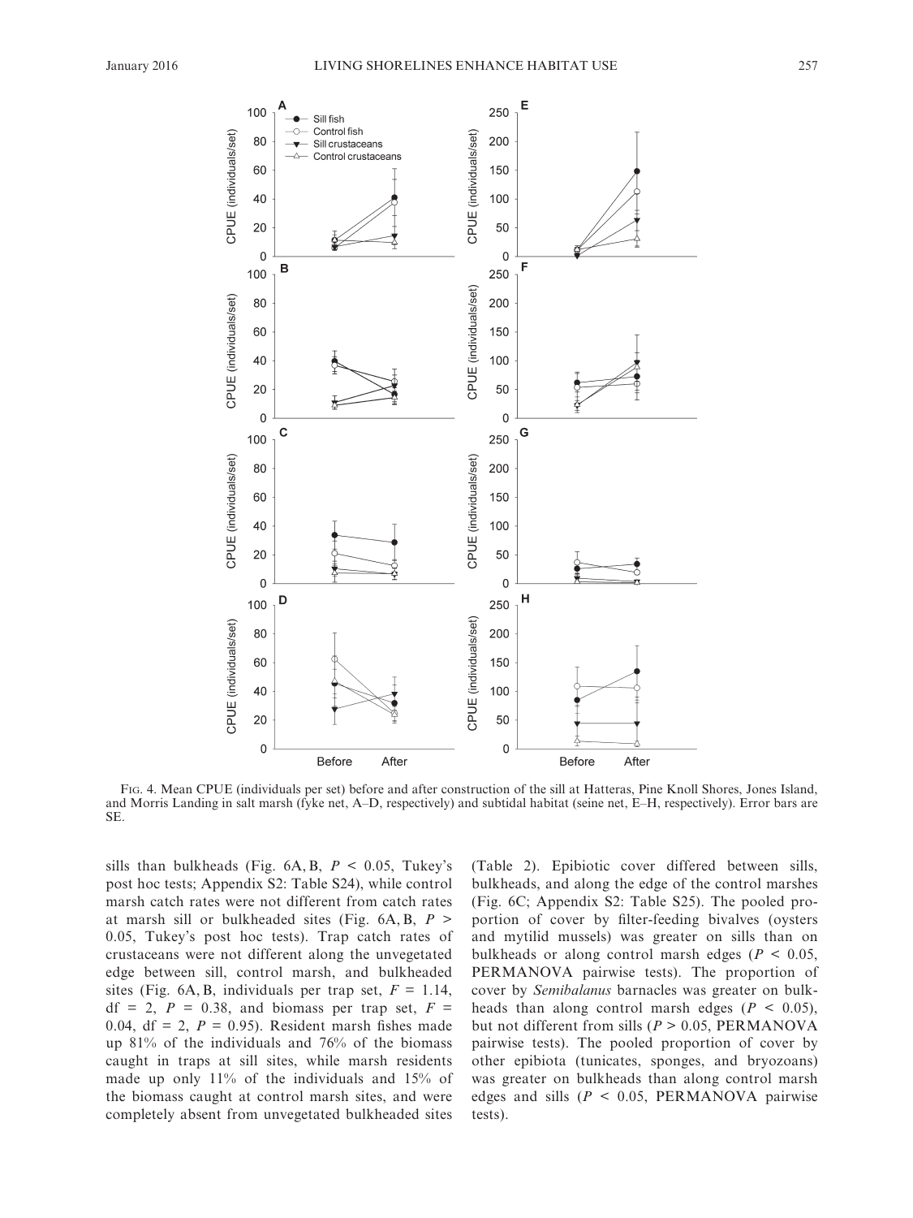Fig. 4. Mean CPUE (individuals per set) before and after construction of the sill at Hatteras, Pine Knoll Shores, Jones Island, and Morris Landing in salt marsh (fyke net, A–D, respectively) and subtidal habitat (seine net, E–H, respectively). Error bars are SE.

sills than bulkheads (Fig. 6A, B, $P < 0.05$, Tukey's post hoc tests; Appendix S2: Table S24), while control marsh catch rates were not different from catch rates at marsh sill or bulkheaded sites (Fig. 6A, B, $P > 0.05$, Tukey's post hoc tests). Trap catch rates of crustaceans were not different along the unvegetated edge between sill, control marsh, and bulkheaded sites (Fig. 6A, B, individuals per trap set, $F = 1.14$, df = 2, $P = 0.38$, and biomass per trap set, $F = 0.04$, df = 2, $P = 0.95$). Resident marsh fishes made up 81% of the individuals and 76% of the biomass caught in traps at sill sites, while marsh residents made up only 11% of the individuals and 15% of the biomass caught at control marsh sites, and were completely absent from unvegetated bulkheaded sites (Table 2). Epibiotic cover differed between sills, bulkheads, and along the edge of the control marshes (Fig. 6C; Appendix S2: Table S25). The pooled proportion of cover by filter-feeding bivalves (oysters and mytilid mussels) was greater on sills than on bulkheads or along control marsh edges ($P < 0.05$, PERMANOVA pairwise tests). The proportion of cover by *Semibalanus* barnacles was greater on bulkheads than along control marsh edges ($P < 0.05$), but not different from sills ($P > 0.05$, PERMANOVA pairwise tests). The pooled proportion of cover by other epibiota (tunicates, sponges, and bryozoans) was greater on bulkheads than along control marsh edges and sills ($P < 0.05$, PERMANOVA pairwise tests).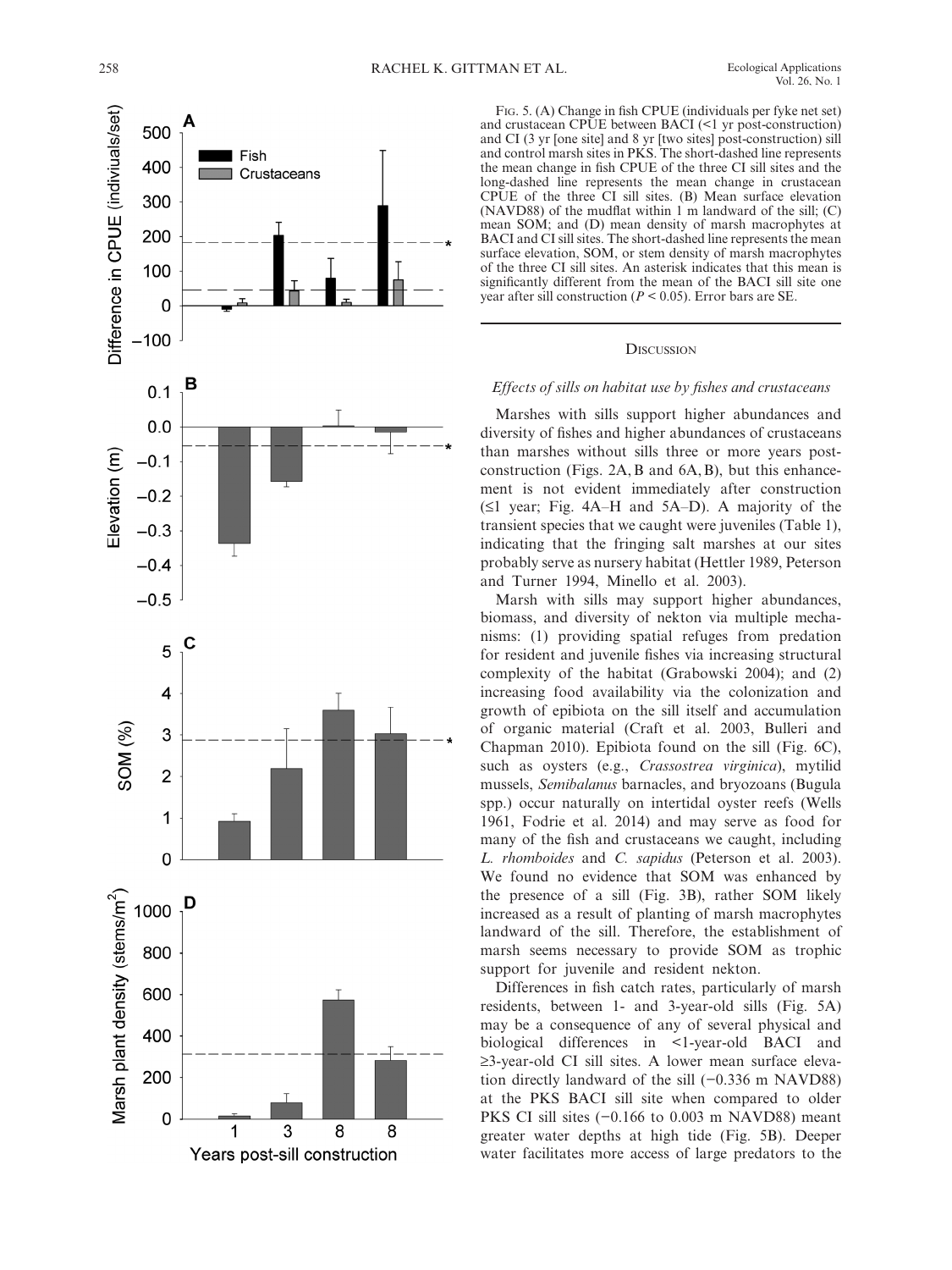Fig. 5. (A) Change in fish CPUE (individuals per fyke net set) and crustacean CPUE between BACI (<1 yr post-construction) and CI (3 yr [one site] and 8 yr [two sites] post-construction) sill and control marsh sites in PKS. The short-dashed line represents the mean change in fish CPUE of the three CI sill sites and the long-dashed line represents the mean change in crustacean CPUE of the three CI sill sites. (B) Mean surface elevation (NAVD88) of the mudflat within 1 m landward of the sill; (C) mean SOM; and (D) mean density of marsh macrophytes at BACI and CI sill sites. The short-dashed line represents the mean surface elevation, SOM, or stem density of marsh macrophytes of the three CI sill sites. An asterisk indicates that this mean is significantly different from the mean of the BACI sill site one year after sill construction ($P < 0.05$). Error bars are SE.

## Discussion

### *Effects of sills on habitat use by fishes and crustaceans*

Marshes with sills support higher abundances and diversity of fishes and higher abundances of crustaceans than marshes without sills three or more years post-construction (Figs. 2A, B and 6A, B), but this enhancement is not evident immediately after construction (≤1 year; Fig. 4A–H and 5A–D). A majority of the transient species that we caught were juveniles (Table 1), indicating that the fringing salt marshes at our sites probably serve as nursery habitat (Hettler 1989, Peterson and Turner 1994, Minello et al. 2003).

Marsh with sills may support higher abundances, biomass, and diversity of nekton via multiple mechanisms: (1) providing spatial refuges from predation for resident and juvenile fishes via increasing structural complexity of the habitat (Grabowski 2004); and (2) increasing food availability via the colonization and growth of epibiota on the sill itself and accumulation of organic material (Craft et al. 2003, Bulleri and Chapman 2010). Epibiota found on the sill (Fig. 6C), such as oysters (e.g., *Crassostrea virginica*), mytilid mussels, *Semibalanus* barnacles, and bryozoans (Bugula spp.) occur naturally on intertidal oyster reefs (Wells 1961, Fodrie et al. 2014) and may serve as food for many of the fish and crustaceans we caught, including *L. rhomboides* and *C. sapidus* (Peterson et al. 2003). We found no evidence that SOM was enhanced by the presence of a sill (Fig. 3B), rather SOM likely increased as a result of planting of marsh macrophytes landward of the sill. Therefore, the establishment of marsh seems necessary to provide SOM as trophic support for juvenile and resident nekton.

Differences in fish catch rates, particularly of marsh residents, between 1- and 3-year-old sills (Fig. 5A) may be a consequence of any of several physical and biological differences in <1-year-old BACI and ≥3-year-old CI sill sites. A lower mean surface elevation directly landward of the sill (−0.336 m NAVD88) at the PKS BACI sill site when compared to older PKS CI sill sites (−0.166 to 0.003 m NAVD88) meant greater water depths at high tide (Fig. 5B). Deeper water facilitates more access of large predators to the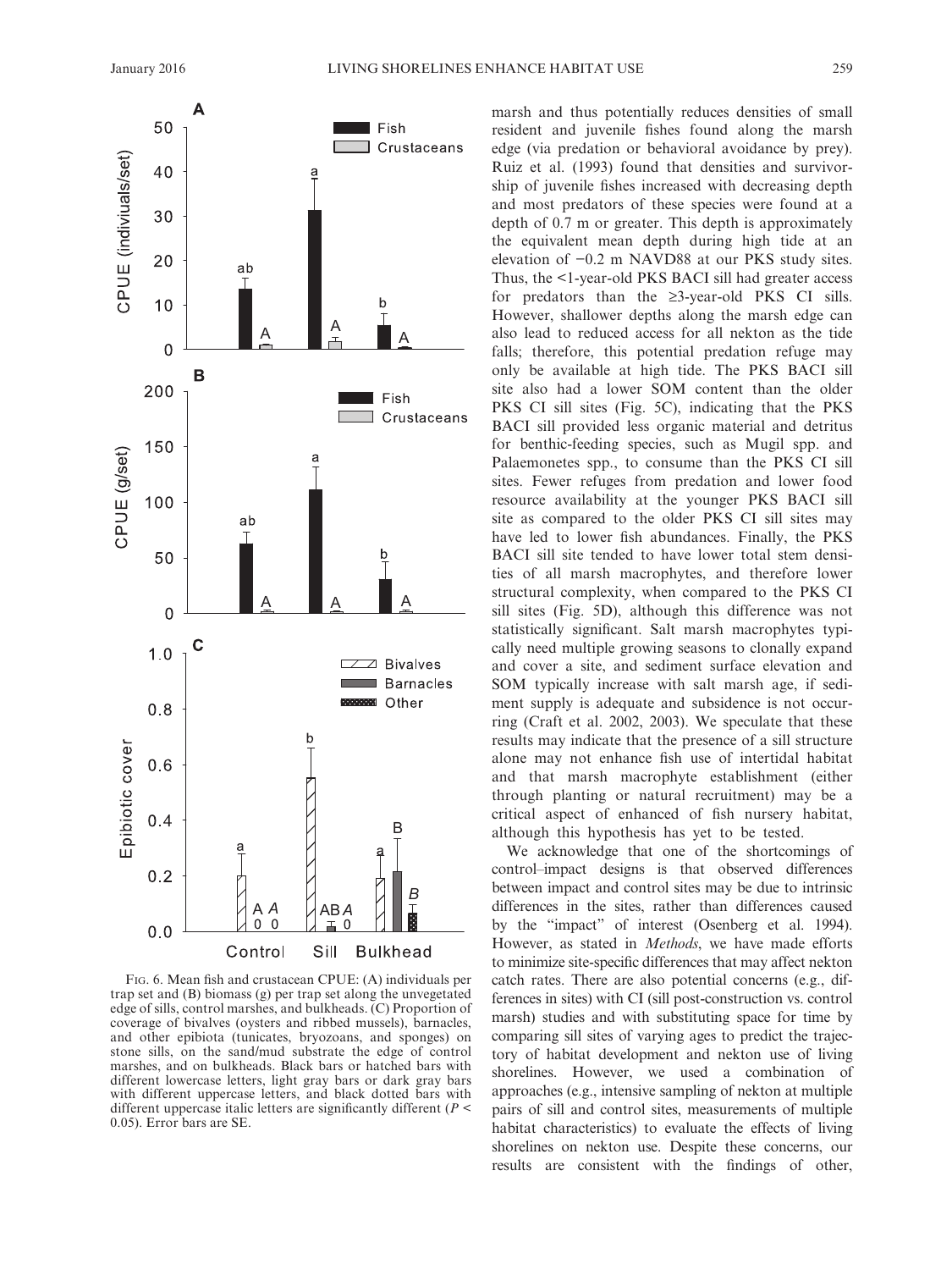FIG. 6. Mean fish and crustacean CPUE: (A) individuals per trap set and (B) biomass (g) per trap set along the unvegetated edge of sills, control marshes, and bulkheads. (C) Proportion of coverage of bivalves (oysters and ribbed mussels), barnacles, and other epibiota (tunicates, bryozoans, and sponges) on stone sills, on the sand/mud substrate the edge of control marshes, and on bulkheads. Black bars or hatched bars with different lowercase letters, light gray bars or dark gray bars with different uppercase letters, and black dotted bars with different uppercase italic letters are significantly different ($P < 0.05$). Error bars are SE.

marsh and thus potentially reduces densities of small resident and juvenile fishes found along the marsh edge (via predation or behavioral avoidance by prey). Ruiz et al. (1993) found that densities and survivorship of juvenile fishes increased with decreasing depth and most predators of these species were found at a depth of 0.7 m or greater. This depth is approximately the equivalent mean depth during high tide at an elevation of −0.2 m NAVD88 at our PKS study sites. Thus, the <1-year-old PKS BACI sill had greater access for predators than the ≥3-year-old PKS CI sills. However, shallower depths along the marsh edge can also lead to reduced access for all nekton as the tide falls; therefore, this potential predation refuge may only be available at high tide. The PKS BACI sill site also had a lower SOM content than the older PKS CI sill sites (Fig. 5C), indicating that the PKS BACI sill provided less organic material and detritus for benthic-feeding species, such as Mugil spp. and Palaemonetes spp., to consume than the PKS CI sill sites. Fewer refuges from predation and lower food resource availability at the younger PKS BACI sill site as compared to the older PKS CI sill sites may have led to lower fish abundances. Finally, the PKS BACI sill site tended to have lower total stem densities of all marsh macrophytes, and therefore lower structural complexity, when compared to the PKS CI sill sites (Fig. 5D), although this difference was not statistically significant. Salt marsh macrophytes typically need multiple growing seasons to clonally expand and cover a site, and sediment surface elevation and SOM typically increase with salt marsh age, if sediment supply is adequate and subsidence is not occurring (Craft et al. 2002, 2003). We speculate that these results may indicate that the presence of a sill structure alone may not enhance fish use of intertidal habitat and that marsh macrophyte establishment (either through planting or natural recruitment) may be a critical aspect of enhanced of fish nursery habitat, although this hypothesis has yet to be tested.

We acknowledge that one of the shortcomings of control–impact designs is that observed differences between impact and control sites may be due to intrinsic differences in the sites, rather than differences caused by the "impact" of interest (Osenberg et al. 1994). However, as stated in *Methods*, we have made efforts to minimize site-specific differences that may affect nekton catch rates. There are also potential concerns (e.g., differences in sites) with CI (sill post-construction vs. control marsh) studies and with substituting space for time by comparing sill sites of varying ages to predict the trajectory of habitat development and nekton use of living shorelines. However, we used a combination of approaches (e.g., intensive sampling of nekton at multiple pairs of sill and control sites, measurements of multiple habitat characteristics) to evaluate the effects of living shorelines on nekton use. Despite these concerns, our results are consistent with the findings of other,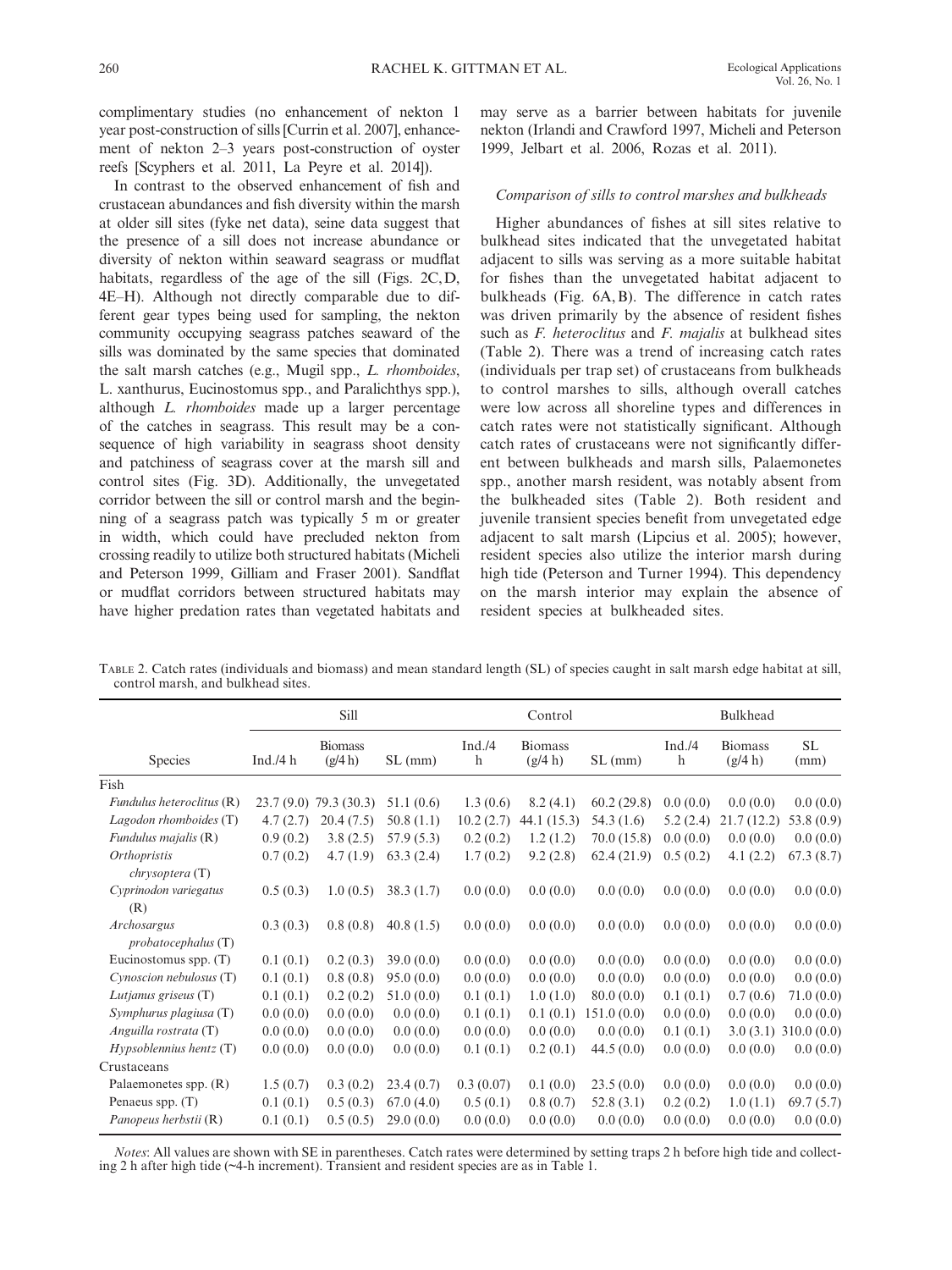complimentary studies (no enhancement of nekton 1 year post-construction of sills [Currin et al. 2007], enhancement of nekton 2–3 years post-construction of oyster reefs [Scyphers et al. 2011, La Peyre et al. 2014]).

In contrast to the observed enhancement of fish and crustacean abundances and fish diversity within the marsh at older sill sites (fyke net data), seine data suggest that the presence of a sill does not increase abundance or diversity of nekton within seaward seagrass or mudflat habitats, regardless of the age of the sill (Figs. 2C, D, 4E–H). Although not directly comparable due to different gear types being used for sampling, the nekton community occupying seagrass patches seaward of the sills was dominated by the same species that dominated the salt marsh catches (e.g., Mugil spp., *L. rhomboides*, L. xanthurus, Eucinostomus spp., and Paralichthys spp.), although *L. rhomboides* made up a larger percentage of the catches in seagrass. This result may be a consequence of high variability in seagrass shoot density and patchiness of seagrass cover at the marsh sill and control sites (Fig. 3D). Additionally, the unvegetated corridor between the sill or control marsh and the beginning of a seagrass patch was typically 5 m or greater in width, which could have precluded nekton from crossing readily to utilize both structured habitats (Micheli and Peterson 1999, Gilliam and Fraser 2001). Sandflat or mudflat corridors between structured habitats may have higher predation rates than vegetated habitats and may serve as a barrier between habitats for juvenile nekton (Irlandi and Crawford 1997, Micheli and Peterson 1999, Jelbart et al. 2006, Rozas et al. 2011).

### *Comparison of sills to control marshes and bulkheads*

Higher abundances of fishes at sill sites relative to bulkhead sites indicated that the unvegetated habitat adjacent to sills was serving as a more suitable habitat for fishes than the unvegetated habitat adjacent to bulkheads (Fig. 6A, B). The difference in catch rates was driven primarily by the absence of resident fishes such as *F. heteroclitus* and *F. majalis* at bulkhead sites (Table 2). There was a trend of increasing catch rates (individuals per trap set) of crustaceans from bulkheads to control marshes to sills, although overall catches were low across all shoreline types and differences in catch rates were not statistically significant. Although catch rates of crustaceans were not significantly different between bulkheads and marsh sills, Palaemonetes spp., another marsh resident, was notably absent from the bulkheaded sites (Table 2). Both resident and juvenile transient species benefit from unvegetated edge adjacent to salt marsh (Lipcius et al. 2005); however, resident species also utilize the interior marsh during high tide (Peterson and Turner 1994). This dependency on the marsh interior may explain the absence of resident species at bulkheaded sites.

Table 2. Catch rates (individuals and biomass) and mean standard length (SL) of species caught in salt marsh edge habitat at sill, control marsh, and bulkhead sites.

| | Sill | | | Control | | | Bulkhead | | |
|---|---|---|---|---|---|---|---|---|---|
| Species | Ind./4 h | Biomass (g/4 h) | SL (mm) | Ind./4 h | Biomass (g/4 h) | SL (mm) | Ind./4 h | Biomass (g/4 h) | SL (mm) |
| Fish | | | | | | | | | |
| *Fundulus heteroclitus* (R) | 23.7 (9.0) | 79.3 (30.3) | 51.1 (0.6) | 1.3 (0.6) | 8.2 (4.1) | 60.2 (29.8) | 0.0 (0.0) | 0.0 (0.0) | 0.0 (0.0) |
| *Lagodon rhomboides* (T) | 4.7 (2.7) | 20.4 (7.5) | 50.8 (1.1) | 10.2 (2.7) | 44.1 (15.3) | 54.3 (1.6) | 5.2 (2.4) | 21.7 (12.2) | 53.8 (0.9) |
| *Fundulus majalis* (R) | 0.9 (0.2) | 3.8 (2.5) | 57.9 (5.3) | 0.2 (0.2) | 1.2 (1.2) | 70.0 (15.8) | 0.0 (0.0) | 0.0 (0.0) | 0.0 (0.0) |
| *Orthopristis chrysoptera* (T) | 0.7 (0.2) | 4.7 (1.9) | 63.3 (2.4) | 1.7 (0.2) | 9.2 (2.8) | 62.4 (21.9) | 0.5 (0.2) | 4.1 (2.2) | 67.3 (8.7) |
| *Cyprinodon variegatus* (R) | 0.5 (0.3) | 1.0 (0.5) | 38.3 (1.7) | 0.0 (0.0) | 0.0 (0.0) | 0.0 (0.0) | 0.0 (0.0) | 0.0 (0.0) | 0.0 (0.0) |
| *Archosargus probatocephalus* (T) | 0.3 (0.3) | 0.8 (0.8) | 40.8 (1.5) | 0.0 (0.0) | 0.0 (0.0) | 0.0 (0.0) | 0.0 (0.0) | 0.0 (0.0) | 0.0 (0.0) |
| Eucinostomus spp. (T) | 0.1 (0.1) | 0.2 (0.3) | 39.0 (0.0) | 0.0 (0.0) | 0.0 (0.0) | 0.0 (0.0) | 0.0 (0.0) | 0.0 (0.0) | 0.0 (0.0) |
| *Cynoscion nebulosus* (T) | 0.1 (0.1) | 0.8 (0.8) | 95.0 (0.0) | 0.0 (0.0) | 0.0 (0.0) | 0.0 (0.0) | 0.0 (0.0) | 0.0 (0.0) | 0.0 (0.0) |
| *Lutjanus griseus* (T) | 0.1 (0.1) | 0.2 (0.2) | 51.0 (0.0) | 0.1 (0.1) | 1.0 (1.0) | 80.0 (0.0) | 0.1 (0.1) | 0.7 (0.6) | 71.0 (0.0) |
| *Symphurus plagiusa* (T) | 0.0 (0.0) | 0.0 (0.0) | 0.0 (0.0) | 0.1 (0.1) | 0.1 (0.1) | 151.0 (0.0) | 0.0 (0.0) | 0.0 (0.0) | 0.0 (0.0) |
| *Anguilla rostrata* (T) | 0.0 (0.0) | 0.0 (0.0) | 0.0 (0.0) | 0.0 (0.0) | 0.0 (0.0) | 0.0 (0.0) | 0.1 (0.1) | 3.0 (3.1) | 310.0 (0.0) |
| *Hypsoblennius hentz* (T) | 0.0 (0.0) | 0.0 (0.0) | 0.0 (0.0) | 0.1 (0.1) | 0.2 (0.1) | 44.5 (0.0) | 0.0 (0.0) | 0.0 (0.0) | 0.0 (0.0) |
| Crustaceans | | | | | | | | | |
| Palaemonetes spp. (R) | 1.5 (0.7) | 0.3 (0.2) | 23.4 (0.7) | 0.3 (0.07) | 0.1 (0.0) | 23.5 (0.0) | 0.0 (0.0) | 0.0 (0.0) | 0.0 (0.0) |
| Penaeus spp. (T) | 0.1 (0.1) | 0.5 (0.3) | 67.0 (4.0) | 0.5 (0.1) | 0.8 (0.7) | 52.8 (3.1) | 0.2 (0.2) | 1.0 (1.1) | 69.7 (5.7) |
| *Panopeus herbstii* (R) | 0.1 (0.1) | 0.5 (0.5) | 29.0 (0.0) | 0.0 (0.0) | 0.0 (0.0) | 0.0 (0.0) | 0.0 (0.0) | 0.0 (0.0) | 0.0 (0.0) |

*Notes*: All values are shown with SE in parentheses. Catch rates were determined by setting traps 2 h before high tide and collecting 2 h after high tide (~4-h increment). Transient and resident species are as in Table 1.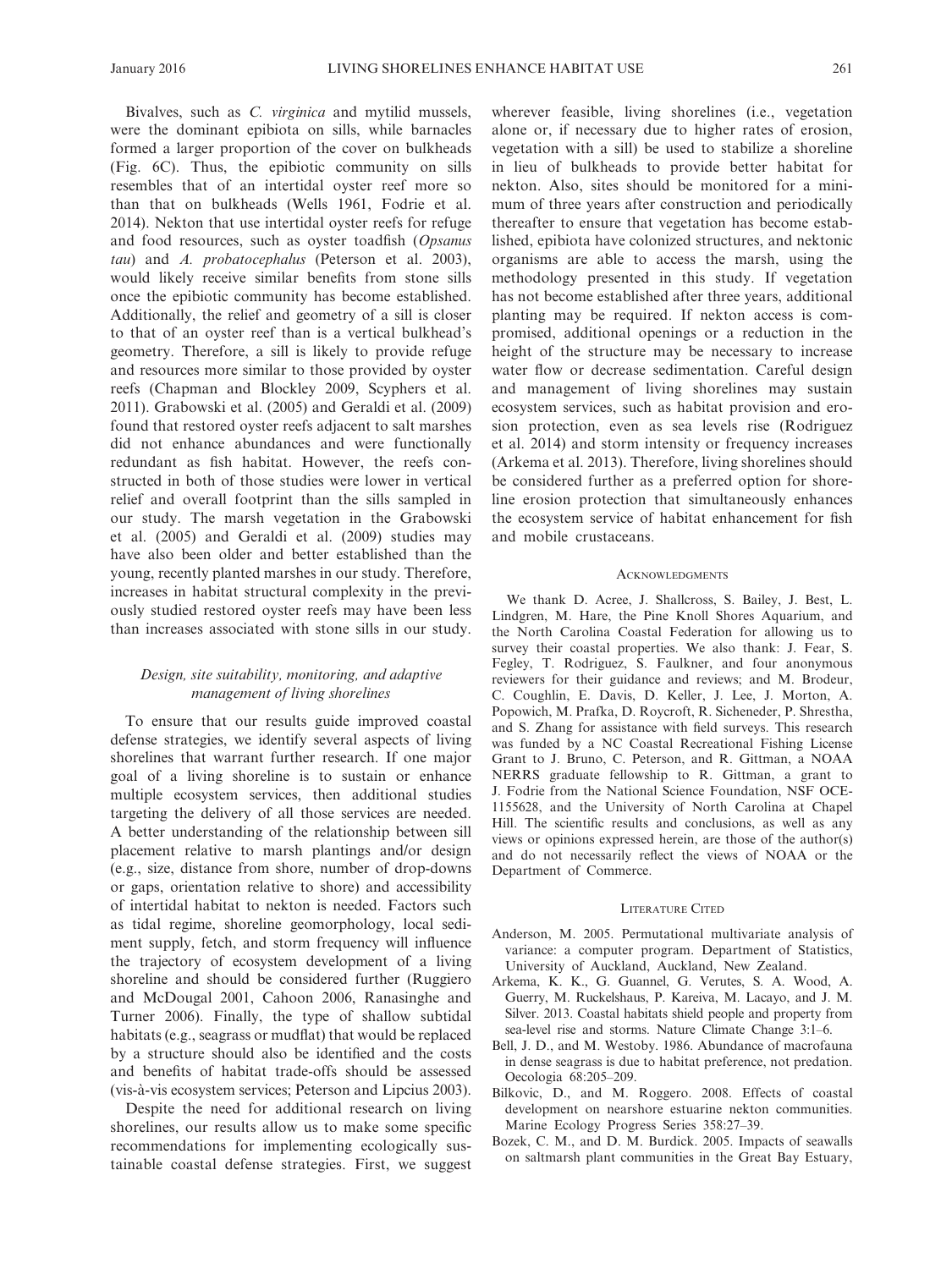Bivalves, such as *C. virginica* and mytilid mussels, were the dominant epibiota on sills, while barnacles formed a larger proportion of the cover on bulkheads (Fig. 6C). Thus, the epibiotic community on sills resembles that of an intertidal oyster reef more so than that on bulkheads (Wells 1961, Fodrie et al. 2014). Nekton that use intertidal oyster reefs for refuge and food resources, such as oyster toadfish (*Opsanus tau*) and *A. probatocephalus* (Peterson et al. 2003), would likely receive similar benefits from stone sills once the epibiotic community has become established. Additionally, the relief and geometry of a sill is closer to that of an oyster reef than is a vertical bulkhead's geometry. Therefore, a sill is likely to provide refuge and resources more similar to those provided by oyster reefs (Chapman and Blockley 2009, Scyphers et al. 2011). Grabowski et al. (2005) and Geraldi et al. (2009) found that restored oyster reefs adjacent to salt marshes did not enhance abundances and were functionally redundant as fish habitat. However, the reefs constructed in both of those studies were lower in vertical relief and overall footprint than the sills sampled in our study. The marsh vegetation in the Grabowski et al. (2005) and Geraldi et al. (2009) studies may have also been older and better established than the young, recently planted marshes in our study. Therefore, increases in habitat structural complexity in the previously studied restored oyster reefs may have been less than increases associated with stone sills in our study.

### *Design, site suitability, monitoring, and adaptive management of living shorelines*

To ensure that our results guide improved coastal defense strategies, we identify several aspects of living shorelines that warrant further research. If one major goal of a living shoreline is to sustain or enhance multiple ecosystem services, then additional studies targeting the delivery of all those services are needed. A better understanding of the relationship between sill placement relative to marsh plantings and/or design (e.g., size, distance from shore, number of drop-downs or gaps, orientation relative to shore) and accessibility of intertidal habitat to nekton is needed. Factors such as tidal regime, shoreline geomorphology, local sediment supply, fetch, and storm frequency will influence the trajectory of ecosystem development of a living shoreline and should be considered further (Ruggiero and McDougal 2001, Cahoon 2006, Ranasinghe and Turner 2006). Finally, the type of shallow subtidal habitats (e.g., seagrass or mudflat) that would be replaced by a structure should also be identified and the costs and benefits of habitat trade-offs should be assessed (vis-à-vis ecosystem services; Peterson and Lipcius 2003).

Despite the need for additional research on living shorelines, our results allow us to make some specific recommendations for implementing ecologically sustainable coastal defense strategies. First, we suggest wherever feasible, living shorelines (i.e., vegetation alone or, if necessary due to higher rates of erosion, vegetation with a sill) be used to stabilize a shoreline in lieu of bulkheads to provide better habitat for nekton. Also, sites should be monitored for a minimum of three years after construction and periodically thereafter to ensure that vegetation has become established, epibiota have colonized structures, and nektonic organisms are able to access the marsh, using the methodology presented in this study. If vegetation has not become established after three years, additional planting may be required. If nekton access is compromised, additional openings or a reduction in the height of the structure may be necessary to increase water flow or decrease sedimentation. Careful design and management of living shorelines may sustain ecosystem services, such as habitat provision and erosion protection, even as sea levels rise (Rodriguez et al. 2014) and storm intensity or frequency increases (Arkema et al. 2013). Therefore, living shorelines should be considered further as a preferred option for shoreline erosion protection that simultaneously enhances the ecosystem service of habitat enhancement for fish and mobile crustaceans.

## Acknowledgments

We thank D. Acree, J. Shallcross, S. Bailey, J. Best, L. Lindgren, M. Hare, the Pine Knoll Shores Aquarium, and the North Carolina Coastal Federation for allowing us to survey their coastal properties. We also thank: J. Fear, S. Fegley, T. Rodriguez, S. Faulkner, and four anonymous reviewers for their guidance and reviews; and M. Brodeur, C. Coughlin, E. Davis, D. Keller, J. Lee, J. Morton, A. Popowich, M. Prafka, D. Roycroft, R. Sicheneder, P. Shrestha, and S. Zhang for assistance with field surveys. This research was funded by a NC Coastal Recreational Fishing License Grant to J. Bruno, C. Peterson, and R. Gittman, a NOAA NERRS graduate fellowship to R. Gittman, a grant to J. Fodrie from the National Science Foundation, NSF OCE-1155628, and the University of North Carolina at Chapel Hill. The scientific results and conclusions, as well as any views or opinions expressed herein, are those of the author(s) and do not necessarily reflect the views of NOAA or the Department of Commerce.

## Literature Cited

Anderson, M. 2005. Permutational multivariate analysis of variance: a computer program. Department of Statistics, University of Auckland, Auckland, New Zealand.

Arkema, K. K., G. Guannel, G. Verutes, S. A. Wood, A. Guerry, M. Ruckelshaus, P. Kareiva, M. Lacayo, and J. M. Silver. 2013. Coastal habitats shield people and property from sea-level rise and storms. Nature Climate Change 3:1–6.

Bell, J. D., and M. Westoby. 1986. Abundance of macrofauna in dense seagrass is due to habitat preference, not predation. Oecologia 68:205–209.

Bilkovic, D., and M. Roggero. 2008. Effects of coastal development on nearshore estuarine nekton communities. Marine Ecology Progress Series 358:27–39.

Bozek, C. M., and D. M. Burdick. 2005. Impacts of seawalls on saltmarsh plant communities in the Great Bay Estuary,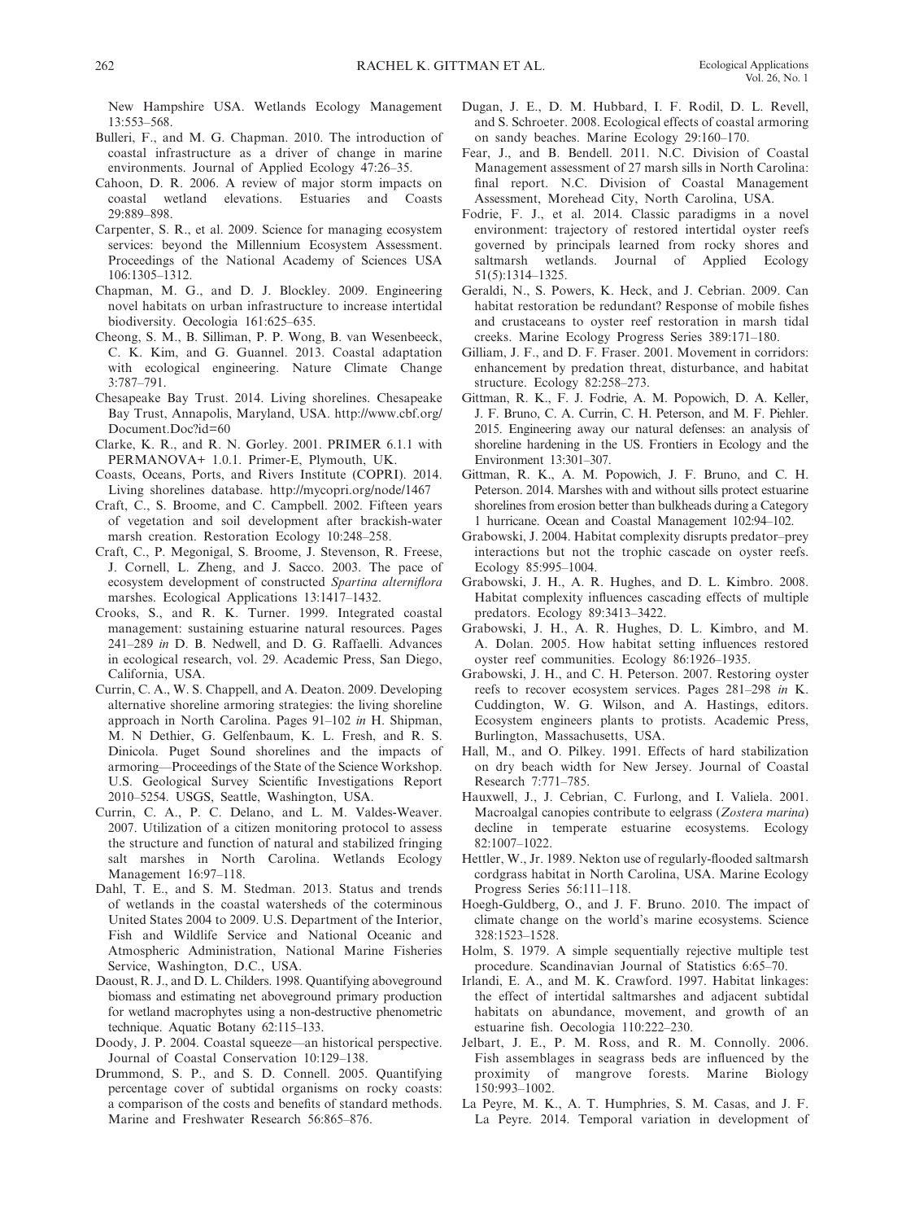New Hampshire USA. Wetlands Ecology Management 13:553–568.

Bulleri, F., and M. G. Chapman. 2010. The introduction of coastal infrastructure as a driver of change in marine environments. Journal of Applied Ecology 47:26–35.

Cahoon, D. R. 2006. A review of major storm impacts on coastal wetland elevations. Estuaries and Coasts 29:889–898.

Carpenter, S. R., et al. 2009. Science for managing ecosystem services: beyond the Millennium Ecosystem Assessment. Proceedings of the National Academy of Sciences USA 106:1305–1312.

Chapman, M. G., and D. J. Blockley. 2009. Engineering novel habitats on urban infrastructure to increase intertidal biodiversity. Oecologia 161:625–635.

Cheong, S. M., B. Silliman, P. P. Wong, B. van Wesenbeeck, C. K. Kim, and G. Guannel. 2013. Coastal adaptation with ecological engineering. Nature Climate Change 3:787–791.

Chesapeake Bay Trust. 2014. Living shorelines. Chesapeake Bay Trust, Annapolis, Maryland, USA. http://www.cbf.org/Document.Doc?id=60

Clarke, K. R., and R. N. Gorley. 2001. PRIMER 6.1.1 with PERMANOVA+ 1.0.1. Primer-E, Plymouth, UK.

Coasts, Oceans, Ports, and Rivers Institute (COPRI). 2014. Living shorelines database. http://mycopri.org/node/1467

Craft, C., S. Broome, and C. Campbell. 2002. Fifteen years of vegetation and soil development after brackish-water marsh creation. Restoration Ecology 10:248–258.

Craft, C., P. Megonigal, S. Broome, J. Stevenson, R. Freese, J. Cornell, L. Zheng, and J. Sacco. 2003. The pace of ecosystem development of constructed *Spartina alterniflora* marshes. Ecological Applications 13:1417–1432.

Crooks, S., and R. K. Turner. 1999. Integrated coastal management: sustaining estuarine natural resources. Pages 241–289 *in* D. B. Nedwell, and D. G. Raffaelli. Advances in ecological research, vol. 29. Academic Press, San Diego, California, USA.

Currin, C. A., W. S. Chappell, and A. Deaton. 2009. Developing alternative shoreline armoring strategies: the living shoreline approach in North Carolina. Pages 91–102 *in* H. Shipman, M. N Dethier, G. Gelfenbaum, K. L. Fresh, and R. S. Dinicola. Puget Sound shorelines and the impacts of armoring—Proceedings of the State of the Science Workshop. U.S. Geological Survey Scientific Investigations Report 2010–5254. USGS, Seattle, Washington, USA.

Currin, C. A., P. C. Delano, and L. M. Valdes-Weaver. 2007. Utilization of a citizen monitoring protocol to assess the structure and function of natural and stabilized fringing salt marshes in North Carolina. Wetlands Ecology Management 16:97–118.

Dahl, T. E., and S. M. Stedman. 2013. Status and trends of wetlands in the coastal watersheds of the coterminous United States 2004 to 2009. U.S. Department of the Interior, Fish and Wildlife Service and National Oceanic and Atmospheric Administration, National Marine Fisheries Service, Washington, D.C., USA.

Daoust, R. J., and D. L. Childers. 1998. Quantifying aboveground biomass and estimating net aboveground primary production for wetland macrophytes using a non-destructive phenometric technique. Aquatic Botany 62:115–133.

Doody, J. P. 2004. Coastal squeeze—an historical perspective. Journal of Coastal Conservation 10:129–138.

Drummond, S. P., and S. D. Connell. 2005. Quantifying percentage cover of subtidal organisms on rocky coasts: a comparison of the costs and benefits of standard methods. Marine and Freshwater Research 56:865–876.

Dugan, J. E., D. M. Hubbard, I. F. Rodil, D. L. Revell, and S. Schroeter. 2008. Ecological effects of coastal armoring on sandy beaches. Marine Ecology 29:160–170.

Fear, J., and B. Bendell. 2011. N.C. Division of Coastal Management assessment of 27 marsh sills in North Carolina: final report. N.C. Division of Coastal Management Assessment, Morehead City, North Carolina, USA.

Fodrie, F. J., et al. 2014. Classic paradigms in a novel environment: trajectory of restored intertidal oyster reefs governed by principals learned from rocky shores and saltmarsh wetlands. Journal of Applied Ecology 51(5):1314–1325.

Geraldi, N., S. Powers, K. Heck, and J. Cebrian. 2009. Can habitat restoration be redundant? Response of mobile fishes and crustaceans to oyster reef restoration in marsh tidal creeks. Marine Ecology Progress Series 389:171–180.

Gilliam, J. F., and D. F. Fraser. 2001. Movement in corridors: enhancement by predation threat, disturbance, and habitat structure. Ecology 82:258–273.

Gittman, R. K., F. J. Fodrie, A. M. Popowich, D. A. Keller, J. F. Bruno, C. A. Currin, C. H. Peterson, and M. F. Piehler. 2015. Engineering away our natural defenses: an analysis of shoreline hardening in the US. Frontiers in Ecology and the Environment 13:301–307.

Gittman, R. K., A. M. Popowich, J. F. Bruno, and C. H. Peterson. 2014. Marshes with and without sills protect estuarine shorelines from erosion better than bulkheads during a Category 1 hurricane. Ocean and Coastal Management 102:94–102.

Grabowski, J. 2004. Habitat complexity disrupts predator–prey interactions but not the trophic cascade on oyster reefs. Ecology 85:995–1004.

Grabowski, J. H., A. R. Hughes, and D. L. Kimbro. 2008. Habitat complexity influences cascading effects of multiple predators. Ecology 89:3413–3422.

Grabowski, J. H., A. R. Hughes, D. L. Kimbro, and M. A. Dolan. 2005. How habitat setting influences restored oyster reef communities. Ecology 86:1926–1935.

Grabowski, J. H., and C. H. Peterson. 2007. Restoring oyster reefs to recover ecosystem services. Pages 281–298 *in* K. Cuddington, W. G. Wilson, and A. Hastings, editors. Ecosystem engineers plants to protists. Academic Press, Burlington, Massachusetts, USA.

Hall, M., and O. Pilkey. 1991. Effects of hard stabilization on dry beach width for New Jersey. Journal of Coastal Research 7:771–785.

Hauxwell, J., J. Cebrian, C. Furlong, and I. Valiela. 2001. Macroalgal canopies contribute to eelgrass (*Zostera marina*) decline in temperate estuarine ecosystems. Ecology 82:1007–1022.

Hettler, W., Jr. 1989. Nekton use of regularly-flooded saltmarsh cordgrass habitat in North Carolina, USA. Marine Ecology Progress Series 56:111–118.

Hoegh-Guldberg, O., and J. F. Bruno. 2010. The impact of climate change on the world's marine ecosystems. Science 328:1523–1528.

Holm, S. 1979. A simple sequentially rejective multiple test procedure. Scandinavian Journal of Statistics 6:65–70.

Irlandi, E. A., and M. K. Crawford. 1997. Habitat linkages: the effect of intertidal saltmarshes and adjacent subtidal habitats on abundance, movement, and growth of an estuarine fish. Oecologia 110:222–230.

Jelbart, J. E., P. M. Ross, and R. M. Connolly. 2006. Fish assemblages in seagrass beds are influenced by the proximity of mangrove forests. Marine Biology 150:993–1002.

La Peyre, M. K., A. T. Humphries, S. M. Casas, and J. F. La Peyre. 2014. Temporal variation in development of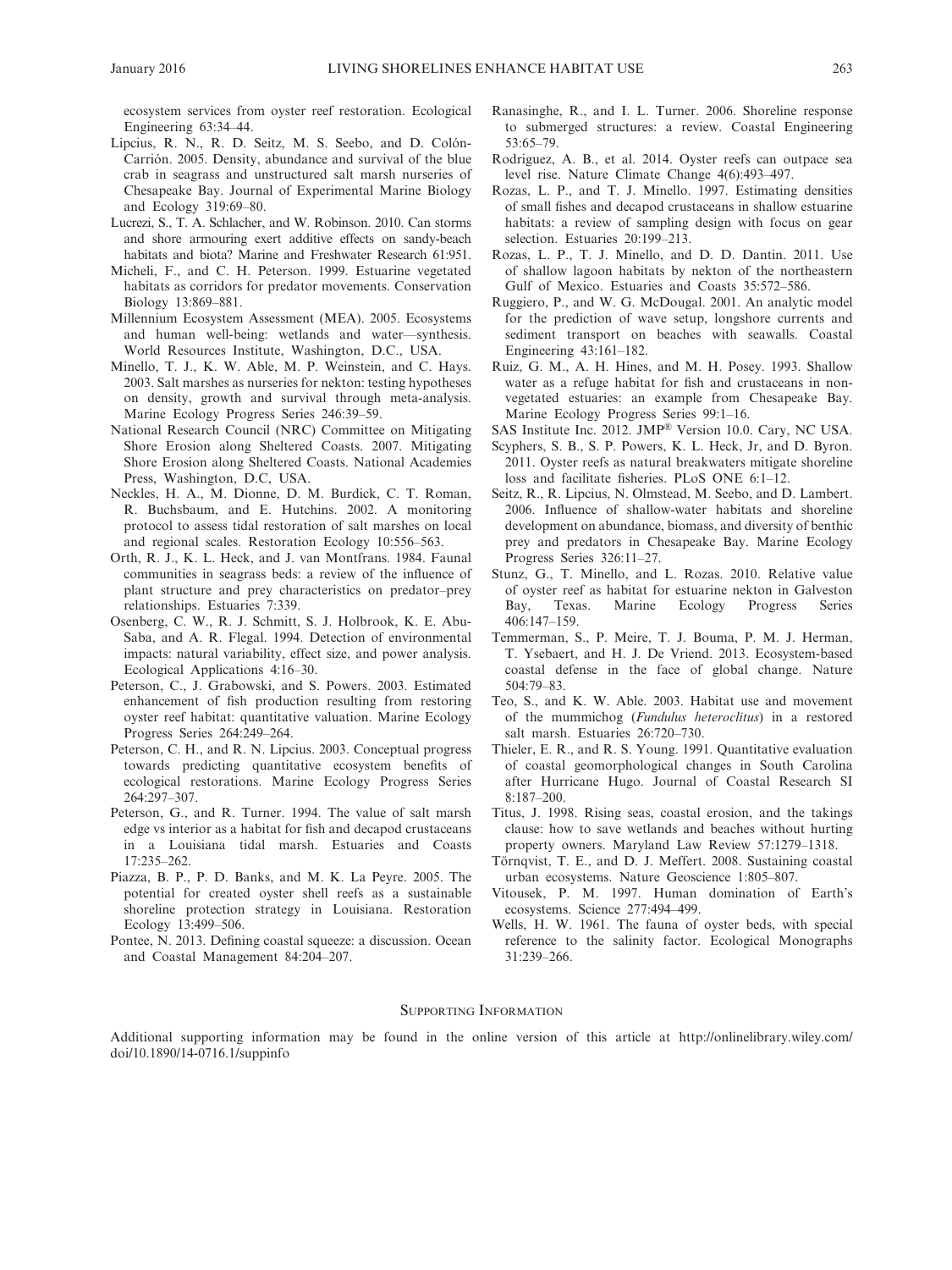ecosystem services from oyster reef restoration. Ecological Engineering 63:34–44.

Lipcius, R. N., R. D. Seitz, M. S. Seebo, and D. Colón-Carrión. 2005. Density, abundance and survival of the blue crab in seagrass and unstructured salt marsh nurseries of Chesapeake Bay. Journal of Experimental Marine Biology and Ecology 319:69–80.

Lucrezi, S., T. A. Schlacher, and W. Robinson. 2010. Can storms and shore armouring exert additive effects on sandy-beach habitats and biota? Marine and Freshwater Research 61:951.

Micheli, F., and C. H. Peterson. 1999. Estuarine vegetated habitats as corridors for predator movements. Conservation Biology 13:869–881.

Millennium Ecosystem Assessment (MEA). 2005. Ecosystems and human well-being: wetlands and water—synthesis. World Resources Institute, Washington, D.C., USA.

Minello, T. J., K. W. Able, M. P. Weinstein, and C. Hays. 2003. Salt marshes as nurseries for nekton: testing hypotheses on density, growth and survival through meta-analysis. Marine Ecology Progress Series 246:39–59.

National Research Council (NRC) Committee on Mitigating Shore Erosion along Sheltered Coasts. 2007. Mitigating Shore Erosion along Sheltered Coasts. National Academies Press, Washington, D.C, USA.

Neckles, H. A., M. Dionne, D. M. Burdick, C. T. Roman, R. Buchsbaum, and E. Hutchins. 2002. A monitoring protocol to assess tidal restoration of salt marshes on local and regional scales. Restoration Ecology 10:556–563.

Orth, R. J., K. L. Heck, and J. van Montfrans. 1984. Faunal communities in seagrass beds: a review of the influence of plant structure and prey characteristics on predator–prey relationships. Estuaries 7:339.

Osenberg, C. W., R. J. Schmitt, S. J. Holbrook, K. E. Abu-Saba, and A. R. Flegal. 1994. Detection of environmental impacts: natural variability, effect size, and power analysis. Ecological Applications 4:16–30.

Peterson, C., J. Grabowski, and S. Powers. 2003. Estimated enhancement of fish production resulting from restoring oyster reef habitat: quantitative valuation. Marine Ecology Progress Series 264:249–264.

Peterson, C. H., and R. N. Lipcius. 2003. Conceptual progress towards predicting quantitative ecosystem benefits of ecological restorations. Marine Ecology Progress Series 264:297–307.

Peterson, G., and R. Turner. 1994. The value of salt marsh edge vs interior as a habitat for fish and decapod crustaceans in a Louisiana tidal marsh. Estuaries and Coasts 17:235–262.

Piazza, B. P., P. D. Banks, and M. K. La Peyre. 2005. The potential for created oyster shell reefs as a sustainable shoreline protection strategy in Louisiana. Restoration Ecology 13:499–506.

Pontee, N. 2013. Defining coastal squeeze: a discussion. Ocean and Coastal Management 84:204–207.

Ranasinghe, R., and I. L. Turner. 2006. Shoreline response to submerged structures: a review. Coastal Engineering 53:65–79.

Rodriguez, A. B., et al. 2014. Oyster reefs can outpace sea level rise. Nature Climate Change 4(6):493–497.

Rozas, L. P., and T. J. Minello. 1997. Estimating densities of small fishes and decapod crustaceans in shallow estuarine habitats: a review of sampling design with focus on gear selection. Estuaries 20:199–213.

Rozas, L. P., T. J. Minello, and D. D. Dantin. 2011. Use of shallow lagoon habitats by nekton of the northeastern Gulf of Mexico. Estuaries and Coasts 35:572–586.

Ruggiero, P., and W. G. McDougal. 2001. An analytic model for the prediction of wave setup, longshore currents and sediment transport on beaches with seawalls. Coastal Engineering 43:161–182.

Ruiz, G. M., A. H. Hines, and M. H. Posey. 1993. Shallow water as a refuge habitat for fish and crustaceans in non-vegetated estuaries: an example from Chesapeake Bay. Marine Ecology Progress Series 99:1–16.

SAS Institute Inc. 2012. JMP® Version 10.0. Cary, NC USA.

Scyphers, S. B., S. P. Powers, K. L. Heck, Jr, and D. Byron. 2011. Oyster reefs as natural breakwaters mitigate shoreline loss and facilitate fisheries. PLoS ONE 6:1–12.

Seitz, R., R. Lipcius, N. Olmstead, M. Seebo, and D. Lambert. 2006. Influence of shallow-water habitats and shoreline development on abundance, biomass, and diversity of benthic prey and predators in Chesapeake Bay. Marine Ecology Progress Series 326:11–27.

Stunz, G., T. Minello, and L. Rozas. 2010. Relative value of oyster reef as habitat for estuarine nekton in Galveston Bay, Texas. Marine Ecology Progress Series 406:147–159.

Temmerman, S., P. Meire, T. J. Bouma, P. M. J. Herman, T. Ysebaert, and H. J. De Vriend. 2013. Ecosystem-based coastal defense in the face of global change. Nature 504:79–83.

Teo, S., and K. W. Able. 2003. Habitat use and movement of the mummichog (*Fundulus heteroclitus*) in a restored salt marsh. Estuaries 26:720–730.

Thieler, E. R., and R. S. Young. 1991. Quantitative evaluation of coastal geomorphological changes in South Carolina after Hurricane Hugo. Journal of Coastal Research SI 8:187–200.

Titus, J. 1998. Rising seas, coastal erosion, and the takings clause: how to save wetlands and beaches without hurting property owners. Maryland Law Review 57:1279–1318.

Törnqvist, T. E., and D. J. Meffert. 2008. Sustaining coastal urban ecosystems. Nature Geoscience 1:805–807.

Vitousek, P. M. 1997. Human domination of Earth's ecosystems. Science 277:494–499.

Wells, H. W. 1961. The fauna of oyster beds, with special reference to the salinity factor. Ecological Monographs 31:239–266.

## Supporting Information

Additional supporting information may be found in the online version of this article at http://onlinelibrary.wiley.com/doi/10.1890/14-0716.1/suppinfo